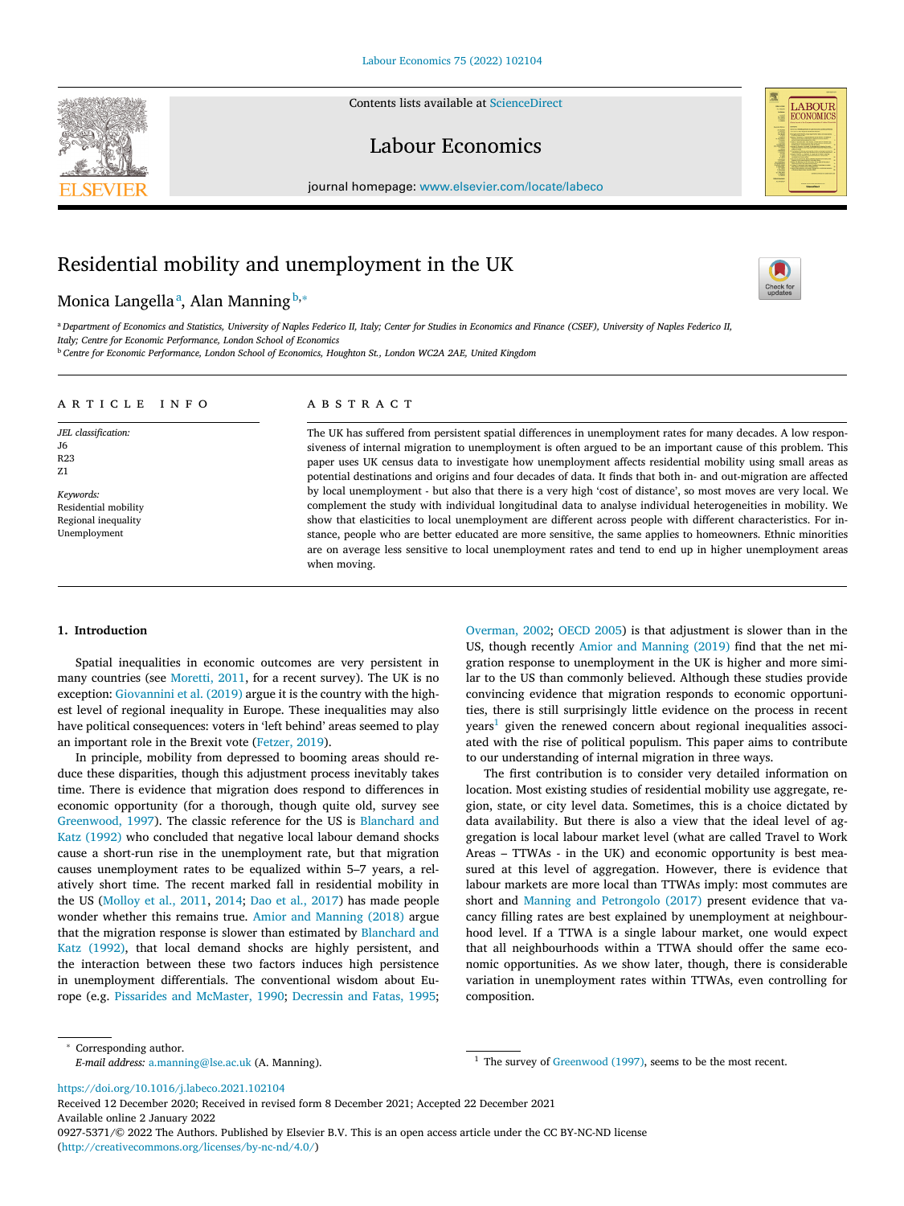# Residential mobility and unemployment in the UK

Monica Langella[a], Alan Manning[b,*]

[a] Department of Economics and Statistics, University of Naples Federico II, Italy; Center for Studies in Economics and Finance (CSEF), University of Naples Federico II, Italy; Centre for Economic Performance, London School of Economics

[b] Centre for Economic Performance, London School of Economics, Houghton St., London WC2A 2AE, United Kingdom

## ARTICLE INFO

*JEL classification:*
J6
R23
Z1

*Keywords:*
Residential mobility
Regional inequality
Unemployment

## ABSTRACT

The UK has suffered from persistent spatial differences in unemployment rates for many decades. A low responsiveness of internal migration to unemployment is often argued to be an important cause of this problem. This paper uses UK census data to investigate how unemployment affects residential mobility using small areas as potential destinations and origins and four decades of data. It finds that both in- and out-migration are affected by local unemployment - but also that there is a very high 'cost of distance', so most moves are very local. We complement the study with individual longitudinal data to analyse individual heterogeneities in mobility. We show that elasticities to local unemployment are different across people with different characteristics. For instance, people who are better educated are more sensitive, the same applies to homeowners. Ethnic minorities are on average less sensitive to local unemployment rates and tend to end up in higher unemployment areas when moving.

## 1. Introduction

Spatial inequalities in economic outcomes are very persistent in many countries (see Moretti, 2011, for a recent survey). The UK is no exception: Giovannini et al. (2019) argue it is the country with the highest level of regional inequality in Europe. These inequalities may also have political consequences: voters in 'left behind' areas seemed to play an important role in the Brexit vote (Fetzer, 2019).

In principle, mobility from depressed to booming areas should reduce these disparities, though this adjustment process inevitably takes time. There is evidence that migration does respond to differences in economic opportunity (for a thorough, though quite old, survey see Greenwood, 1997). The classic reference for the US is Blanchard and Katz (1992) who concluded that negative local labour demand shocks cause a short-run rise in the unemployment rate, but that migration causes unemployment rates to be equalized within 5–7 years, a relatively short time. The recent marked fall in residential mobility in the US (Molloy et al., 2011, 2014; Dao et al., 2017) has made people wonder whether this remains true. Amior and Manning (2018) argue that the migration response is slower than estimated by Blanchard and Katz (1992), that local demand shocks are highly persistent, and the interaction between these two factors induces high persistence in unemployment differentials. The conventional wisdom about Europe (e.g. Pissarides and McMaster, 1990; Decressin and Fatas, 1995; Overman, 2002; OECD 2005) is that adjustment is slower than in the US, though recently Amior and Manning (2019) find that the net migration response to unemployment in the UK is higher and more similar to the US than commonly believed. Although these studies provide convincing evidence that migration responds to economic opportunities, there is still surprisingly little evidence on the process in recent years[1] given the renewed concern about regional inequalities associated with the rise of political populism. This paper aims to contribute to our understanding of internal migration in three ways.

The first contribution is to consider very detailed information on location. Most existing studies of residential mobility use aggregate, region, state, or city level data. Sometimes, this is a choice dictated by data availability. But there is also a view that the ideal level of aggregation is local labour market level (what are called Travel to Work Areas – TTWAs - in the UK) and economic opportunity is best measured at this level of aggregation. However, there is evidence that labour markets are more local than TTWAs imply: most commutes are short and Manning and Petrongolo (2017) present evidence that vacancy filling rates are best explained by unemployment at neighbourhood level. If a TTWA is a single labour market, one would expect that all neighbourhoods within a TTWA should offer the same economic opportunities. As we show later, though, there is considerable variation in unemployment rates within TTWAs, even controlling for composition.

\* Corresponding author.
*E-mail address:* a.manning@lse.ac.uk (A. Manning).

[1] The survey of Greenwood (1997), seems to be the most recent.

https://doi.org/10.1016/j.labeco.2021.102104
Received 12 December 2020; Received in revised form 8 December 2021; Accepted 22 December 2021
Available online 2 January 2022
0927-5371/© 2022 The Authors. Published by Elsevier B.V. This is an open access article under the CC BY-NC-ND license (http://creativecommons.org/licenses/by-nc-nd/4.0/)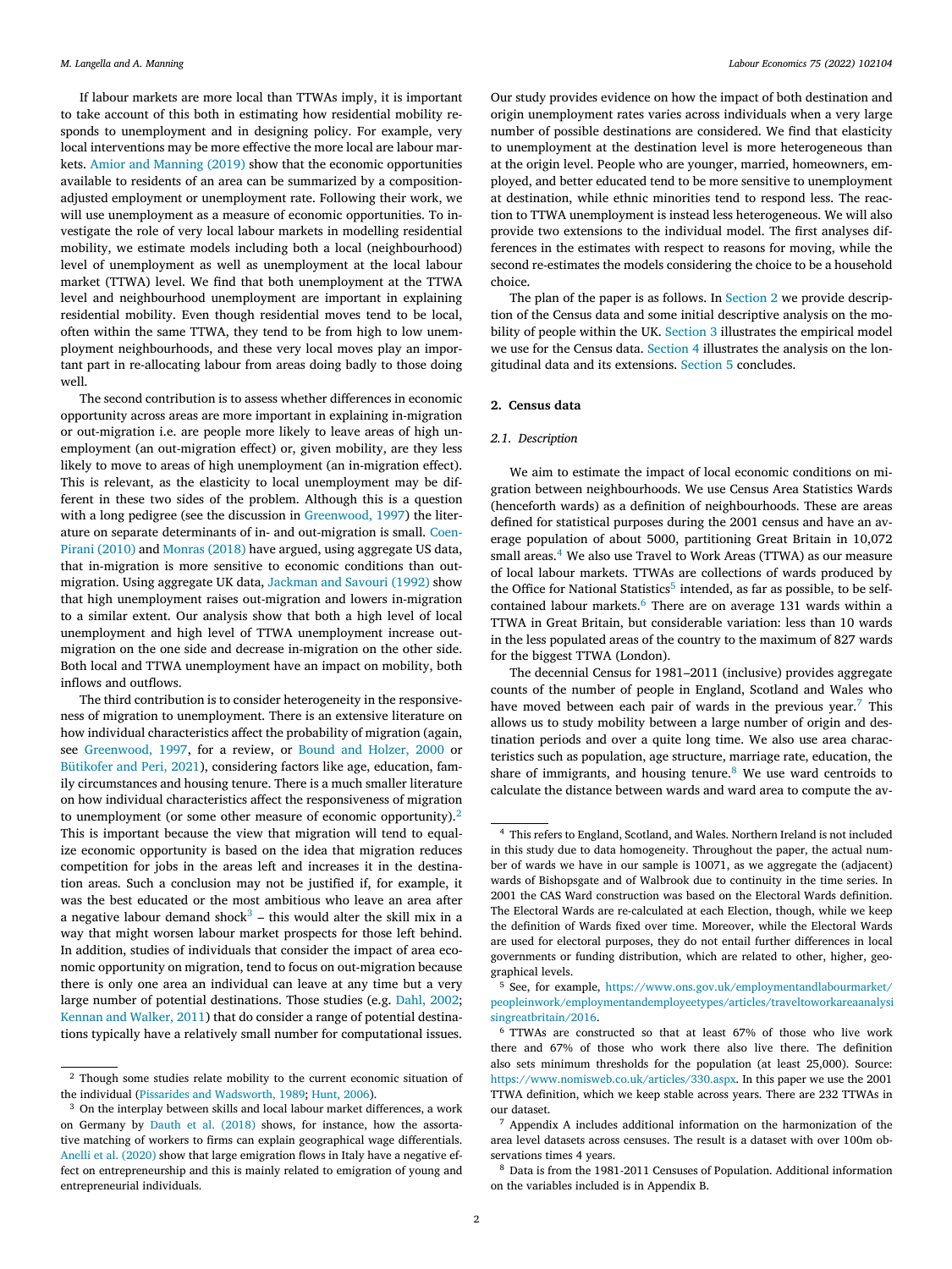If labour markets are more local than TTWAs imply, it is important to take account of this both in estimating how residential mobility responds to unemployment and in designing policy. For example, very local interventions may be more effective the more local are labour markets. Amior and Manning (2019) show that the economic opportunities available to residents of an area can be summarized by a composition-adjusted employment or unemployment rate. Following their work, we will use unemployment as a measure of economic opportunities. To investigate the role of very local labour markets in modelling residential mobility, we estimate models including both a local (neighbourhood) level of unemployment as well as unemployment at the local labour market (TTWA) level. We find that both unemployment at the TTWA level and neighbourhood unemployment are important in explaining residential mobility. Even though residential moves tend to be local, often within the same TTWA, they tend to be from high to low unemployment neighbourhoods, and these very local moves play an important part in re-allocating labour from areas doing badly to those doing well.

The second contribution is to assess whether differences in economic opportunity across areas are more important in explaining in-migration or out-migration i.e. are people more likely to leave areas of high unemployment (an out-migration effect) or, given mobility, are they less likely to move to areas of high unemployment (an in-migration effect). This is relevant, as the elasticity to local unemployment may be different in these two sides of the problem. Although this is a question with a long pedigree (see the discussion in Greenwood, 1997) the literature on separate determinants of in- and out-migration is small. Coen-Pirani (2010) and Monras (2018) have argued, using aggregate US data, that in-migration is more sensitive to economic conditions than out-migration. Using aggregate UK data, Jackman and Savouri (1992) show that high unemployment raises out-migration and lowers in-migration to a similar extent. Our analysis show that both a high level of local unemployment and high level of TTWA unemployment increase out-migration on the one side and decrease in-migration on the other side. Both local and TTWA unemployment have an impact on mobility, both inflows and outflows.

The third contribution is to consider heterogeneity in the responsiveness of migration to unemployment. There is an extensive literature on how individual characteristics affect the probability of migration (again, see Greenwood, 1997, for a review, or Bound and Holzer, 2000 or Bütikofer and Peri, 2021), considering factors like age, education, family circumstances and housing tenure. There is a much smaller literature on how individual characteristics affect the responsiveness of migration to unemployment (or some other measure of economic opportunity).[2] This is important because the view that migration will tend to equalize economic opportunity is based on the idea that migration reduces competition for jobs in the areas left and increases it in the destination areas. Such a conclusion may not be justified if, for example, it was the best educated or the most ambitious who leave an area after a negative labour demand shock[3] – this would alter the skill mix in a way that might worsen labour market prospects for those left behind. In addition, studies of individuals that consider the impact of area economic opportunity on migration, tend to focus on out-migration because there is only one area an individual can leave at any time but a very large number of potential destinations. Those studies (e.g. Dahl, 2002; Kennan and Walker, 2011) that do consider a range of potential destinations typically have a relatively small number for computational issues.

Our study provides evidence on how the impact of both destination and origin unemployment rates varies across individuals when a very large number of possible destinations are considered. We find that elasticity to unemployment at the destination level is more heterogeneous than at the origin level. People who are younger, married, homeowners, employed, and better educated tend to be more sensitive to unemployment at destination, while ethnic minorities tend to respond less. The reaction to TTWA unemployment is instead less heterogeneous. We will also provide two extensions to the individual model. The first analyses differences in the estimates with respect to reasons for moving, while the second re-estimates the models considering the choice to be a household choice.

The plan of the paper is as follows. In Section 2 we provide description of the Census data and some initial descriptive analysis on the mobility of people within the UK. Section 3 illustrates the empirical model we use for the Census data. Section 4 illustrates the analysis on the longitudinal data and its extensions. Section 5 concludes.

## 2. Census data

### 2.1. Description

We aim to estimate the impact of local economic conditions on migration between neighbourhoods. We use Census Area Statistics Wards (henceforth wards) as a definition of neighbourhoods. These are areas defined for statistical purposes during the 2001 census and have an average population of about 5000, partitioning Great Britain in 10,072 small areas.[4] We also use Travel to Work Areas (TTWA) as our measure of local labour markets. TTWAs are collections of wards produced by the Office for National Statistics[5] intended, as far as possible, to be self-contained labour markets.[6] There are on average 131 wards within a TTWA in Great Britain, but considerable variation: less than 10 wards in the less populated areas of the country to the maximum of 827 wards for the biggest TTWA (London).

The decennial Census for 1981–2011 (inclusive) provides aggregate counts of the number of people in England, Scotland and Wales who have moved between each pair of wards in the previous year.[7] This allows us to study mobility between a large number of origin and destination periods and over a quite long time. We also use area characteristics such as population, age structure, marriage rate, education, the share of immigrants, and housing tenure.[8] We use ward centroids to calculate the distance between wards and ward area to compute the av-

---

[2] Though some studies relate mobility to the current economic situation of the individual (Pissarides and Wadsworth, 1989; Hunt, 2006).

[3] On the interplay between skills and local labour market differences, a work on Germany by Dauth et al. (2018) shows, for instance, how the assortative matching of workers to firms can explain geographical wage differentials. Anelli et al. (2020) show that large emigration flows in Italy have a negative effect on entrepreneurship and this is mainly related to emigration of young and entrepreneurial individuals.

[4] This refers to England, Scotland, and Wales. Northern Ireland is not included in this study due to data homogeneity. Throughout the paper, the actual number of wards we have in our sample is 10071, as we aggregate the (adjacent) wards of Bishopsgate and of Walbrook due to continuity in the time series. In 2001 the CAS Ward construction was based on the Electoral Wards definition. The Electoral Wards are re-calculated at each Election, though, while we keep the definition of Wards fixed over time. Moreover, while the Electoral Wards are used for electoral purposes, they do not entail further differences in local governments or funding distribution, which are related to other, higher, geographical levels.

[5] See, for example, https://www.ons.gov.uk/employmentandlabourmarket/peopleinwork/employmentandemployeetypes/articles/traveltoworkareaanalysisingreatbritain/2016.

[6] TTWAs are constructed so that at least 67% of those who live work there and 67% of those who work there also live there. The definition also sets minimum thresholds for the population (at least 25,000). Source: https://www.nomisweb.co.uk/articles/330.aspx. In this paper we use the 2001 TTWA definition, which we keep stable across years. There are 232 TTWAs in our dataset.

[7] Appendix A includes additional information on the harmonization of the area level datasets across censuses. The result is a dataset with over 100m observations times 4 years.

[8] Data is from the 1981-2011 Censuses of Population. Additional information on the variables included is in Appendix B.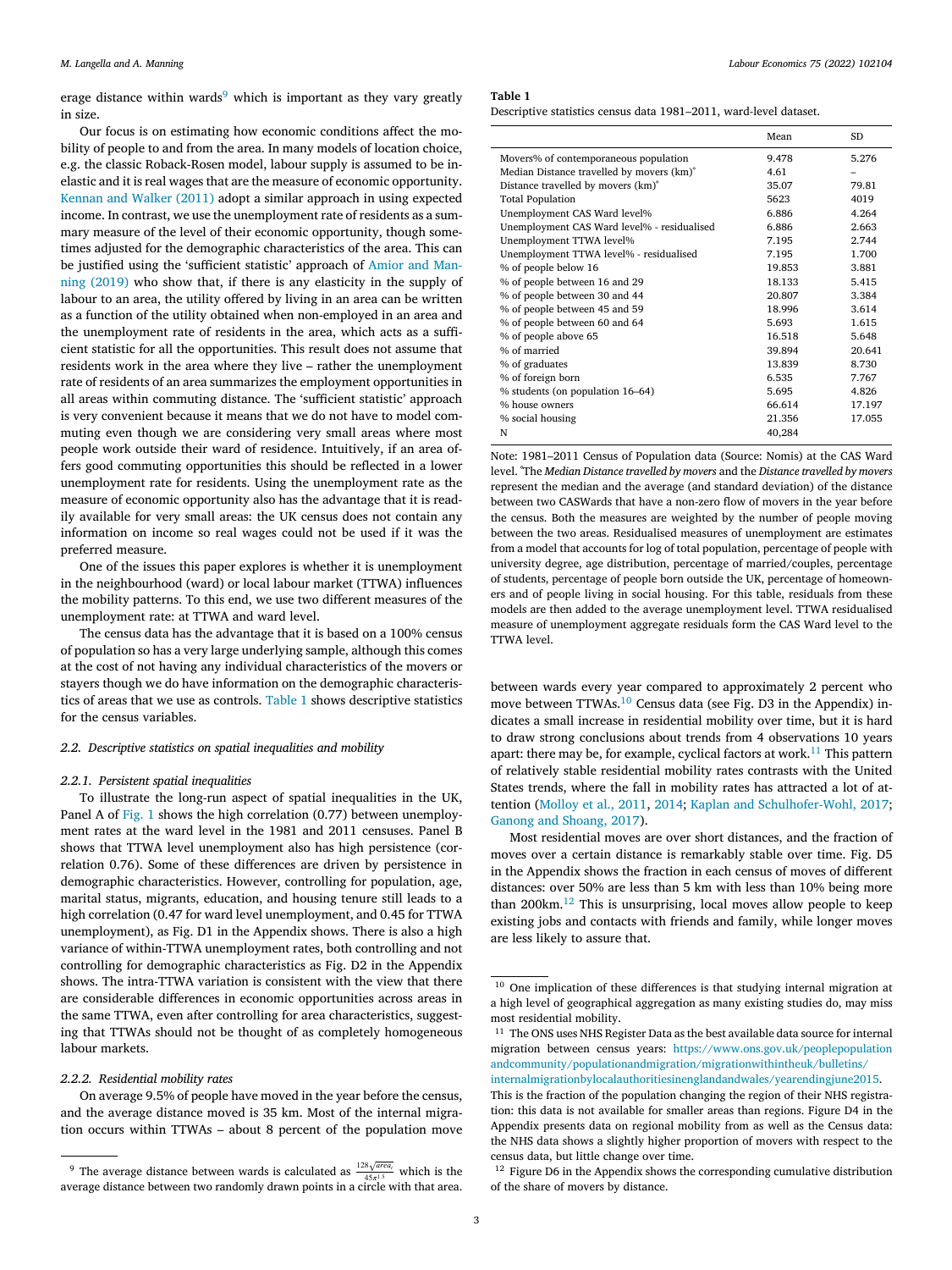erage distance within wards[9] which is important as they vary greatly in size.

Our focus is on estimating how economic conditions affect the mobility of people to and from the area. In many models of location choice, e.g. the classic Roback-Rosen model, labour supply is assumed to be inelastic and it is real wages that are the measure of economic opportunity. Kennan and Walker (2011) adopt a similar approach in using expected income. In contrast, we use the unemployment rate of residents as a summary measure of the level of their economic opportunity, though sometimes adjusted for the demographic characteristics of the area. This can be justified using the 'sufficient statistic' approach of Amior and Manning (2019) who show that, if there is any elasticity in the supply of labour to an area, the utility offered by living in an area can be written as a function of the utility obtained when non-employed in an area and the unemployment rate of residents in the area, which acts as a sufficient statistic for all the opportunities. This result does not assume that residents work in the area where they live – rather the unemployment rate of residents of an area summarizes the employment opportunities in all areas within commuting distance. The 'sufficient statistic' approach is very convenient because it means that we do not have to model commuting even though we are considering very small areas where most people work outside their ward of residence. Intuitively, if an area offers good commuting opportunities this should be reflected in a lower unemployment rate for residents. Using the unemployment rate as the measure of economic opportunity also has the advantage that it is readily available for very small areas: the UK census does not contain any information on income so real wages could not be used if it was the preferred measure.

One of the issues this paper explores is whether it is unemployment in the neighbourhood (ward) or local labour market (TTWA) influences the mobility patterns. To this end, we use two different measures of the unemployment rate: at TTWA and ward level.

The census data has the advantage that it is based on a 100% census of population so has a very large underlying sample, although this comes at the cost of not having any individual characteristics of the movers or stayers though we do have information on the demographic characteristics of areas that we use as controls. Table 1 shows descriptive statistics for the census variables.

**Table 1**
Descriptive statistics census data 1981–2011, ward-level dataset.

| | Mean | SD |
|---|---|---|
| Movers% of contemporaneous population | 9.478 | 5.276 |
| Median Distance travelled by movers (km)* | 4.61 | – |
| Distance travelled by movers (km)* | 35.07 | 79.81 |
| Total Population | 5623 | 4019 |
| Unemployment CAS Ward level% | 6.886 | 4.264 |
| Unemployment CAS Ward level% - residualised | 6.886 | 2.663 |
| Unemployment TTWA level% | 7.195 | 2.744 |
| Unemployment TTWA level% - residualised | 7.195 | 1.700 |
| % of people below 16 | 19.853 | 3.881 |
| % of people between 16 and 29 | 18.133 | 5.415 |
| % of people between 30 and 44 | 20.807 | 3.384 |
| % of people between 45 and 59 | 18.996 | 3.614 |
| % of people between 60 and 64 | 5.693 | 1.615 |
| % of people above 65 | 16.518 | 5.648 |
| % of married | 39.894 | 20.641 |
| % of graduates | 13.839 | 8.730 |
| % of foreign born | 6.535 | 7.767 |
| % students (on population 16–64) | 5.695 | 4.826 |
| % house owners | 66.614 | 17.197 |
| % social housing | 21.356 | 17.055 |
| N | 40,284 | |

Note: 1981–2011 Census of Population data (Source: Nomis) at the CAS Ward level. *The *Median Distance travelled by movers* and the *Distance travelled by movers* represent the median and the average (and standard deviation) of the distance between two CASWards that have a non-zero flow of movers in the year before the census. Both the measures are weighted by the number of people moving between the two areas. Residualised measures of unemployment are estimates from a model that accounts for log of total population, percentage of people with university degree, age distribution, percentage of married/couples, percentage of students, percentage of people born outside the UK, percentage of homeowners and of people living in social housing. For this table, residuals from these models are then added to the average unemployment level. TTWA residualised measure of unemployment aggregate residuals form the CAS Ward level to the TTWA level.

### 2.2. Descriptive statistics on spatial inequalities and mobility

#### 2.2.1. Persistent spatial inequalities

To illustrate the long-run aspect of spatial inequalities in the UK, Panel A of Fig. 1 shows the high correlation (0.77) between unemployment rates at the ward level in the 1981 and 2011 censuses. Panel B shows that TTWA level unemployment also has high persistence (correlation 0.76). Some of these differences are driven by persistence in demographic characteristics. However, controlling for population, age, marital status, migrants, education, and housing tenure still leads to a high correlation (0.47 for ward level unemployment, and 0.45 for TTWA unemployment), as Fig. D1 in the Appendix shows. There is also a high variance of within-TTWA unemployment rates, both controlling and not controlling for demographic characteristics as Fig. D2 in the Appendix shows. The intra-TTWA variation is consistent with the view that there are considerable differences in economic opportunities across areas in the same TTWA, even after controlling for area characteristics, suggesting that TTWAs should not be thought of as completely homogeneous labour markets.

#### 2.2.2. Residential mobility rates

On average 9.5% of people have moved in the year before the census, and the average distance moved is 35 km. Most of the internal migration occurs within TTWAs – about 8 percent of the population move between wards every year compared to approximately 2 percent who move between TTWAs.[10] Census data (see Fig. D3 in the Appendix) indicates a small increase in residential mobility over time, but it is hard to draw strong conclusions about trends from 4 observations 10 years apart: there may be, for example, cyclical factors at work.[11] This pattern of relatively stable residential mobility rates contrasts with the United States trends, where the fall in mobility rates has attracted a lot of attention (Molloy et al., 2011, 2014; Kaplan and Schulhofer-Wohl, 2017; Ganong and Shoang, 2017).

Most residential moves are over short distances, and the fraction of moves over a certain distance is remarkably stable over time. Fig. D5 in the Appendix shows the fraction in each census of moves of different distances: over 50% are less than 5 km with less than 10% being more than 200km.[12] This is unsurprising, local moves allow people to keep existing jobs and contacts with friends and family, while longer moves are less likely to assure that.

[9] The average distance between wards is calculated as $\frac{128\sqrt{area_i}}{45\pi^{1.5}}$ which is the average distance between two randomly drawn points in a circle with that area.

[10] One implication of these differences is that studying internal migration at a high level of geographical aggregation as many existing studies do, may miss most residential mobility.

[11] The ONS uses NHS Register Data as the best available data source for internal migration between census years: https://www.ons.gov.uk/peoplepopulationandcommunity/populationandmigration/migrationwithintheuk/bulletins/internalmigrationbylocalauthoritiesinenglandandwales/yearendingjune2015. This is the fraction of the population changing the region of their NHS registration: this data is not available for smaller areas than regions. Figure D4 in the Appendix presents data on regional mobility from as well as the Census data: the NHS data shows a slightly higher proportion of movers with respect to the census data, but little change over time.

[12] Figure D6 in the Appendix shows the corresponding cumulative distribution of the share of movers by distance.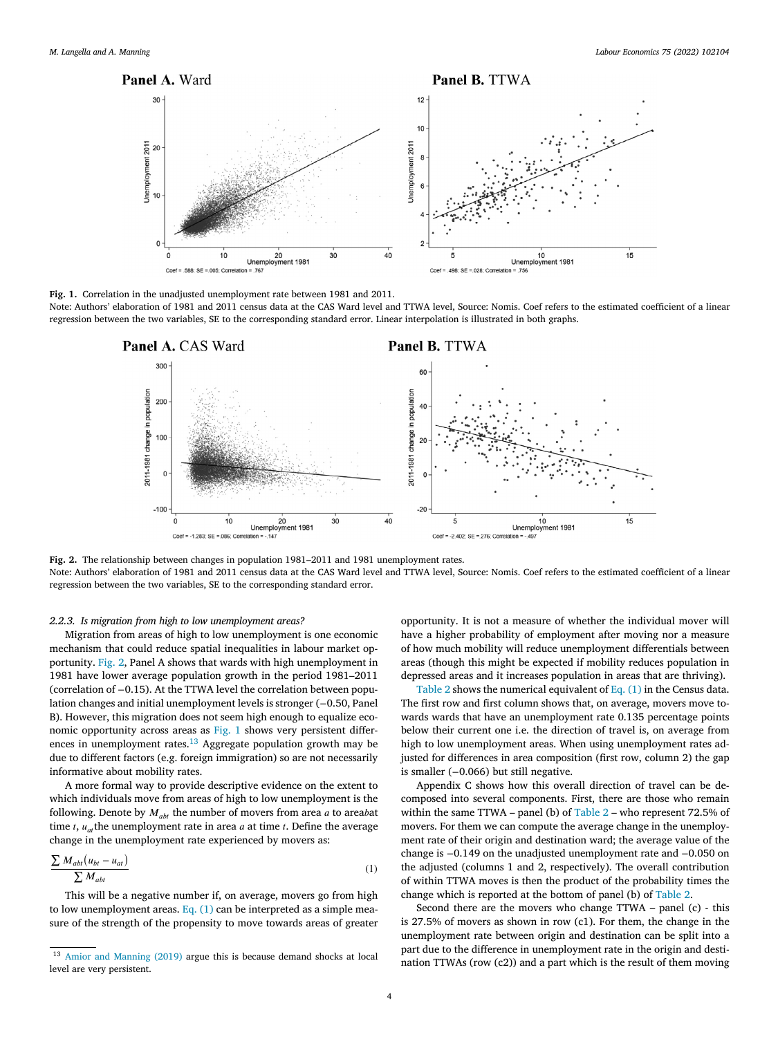**Fig. 1.** Correlation in the unadjusted unemployment rate between 1981 and 2011.
Note: Authors' elaboration of 1981 and 2011 census data at the CAS Ward level and TTWA level, Source: Nomis. Coef refers to the estimated coefficient of a linear regression between the two variables, SE to the corresponding standard error. Linear interpolation is illustrated in both graphs.

**Fig. 2.** The relationship between changes in population 1981–2011 and 1981 unemployment rates.
Note: Authors' elaboration of 1981 and 2011 census data at the CAS Ward level and TTWA level, Source: Nomis. Coef refers to the estimated coefficient of a linear regression between the two variables, SE to the corresponding standard error.

### 2.2.3. *Is migration from high to low unemployment areas?*

Migration from areas of high to low unemployment is one economic mechanism that could reduce spatial inequalities in labour market opportunity. Fig. 2, Panel A shows that wards with high unemployment in 1981 have lower average population growth in the period 1981–2011 (correlation of −0.15). At the TTWA level the correlation between population changes and initial unemployment levels is stronger (−0.50, Panel B). However, this migration does not seem high enough to equalize economic opportunity across areas as Fig. 1 shows very persistent differences in unemployment rates.[13] Aggregate population growth may be due to different factors (e.g. foreign immigration) so are not necessarily informative about mobility rates.

A more formal way to provide descriptive evidence on the extent to which individuals move from areas of high to low unemployment is the following. Denote by $M_{abt}$ the number of movers from area $a$ to area $b$ at time $t$, $u_{at}$ the unemployment rate in area $a$ at time $t$. Define the average change in the unemployment rate experienced by movers as:

$$\frac{\sum M_{abt}\left(u_{bt}-u_{at}\right)}{\sum M_{abt}} \tag{1}$$

This will be a negative number if, on average, movers go from high to low unemployment areas. Eq. (1) can be interpreted as a simple measure of the strength of the propensity to move towards areas of greater opportunity. It is not a measure of whether the individual mover will have a higher probability of employment after moving nor a measure of how much mobility will reduce unemployment differentials between areas (though this might be expected if mobility reduces population in depressed areas and it increases population in areas that are thriving).

Table 2 shows the numerical equivalent of Eq. (1) in the Census data. The first row and first column shows that, on average, movers move towards wards that have an unemployment rate 0.135 percentage points below their current one i.e. the direction of travel is, on average from high to low unemployment areas. When using unemployment rates adjusted for differences in area composition (first row, column 2) the gap is smaller (−0.066) but still negative.

Appendix C shows how this overall direction of travel can be decomposed into several components. First, there are those who remain within the same TTWA – panel (b) of Table 2 – who represent 72.5% of movers. For them we can compute the average change in the unemployment rate of their origin and destination ward; the average value of the change is −0.149 on the unadjusted unemployment rate and −0.050 on the adjusted (columns 1 and 2, respectively). The overall contribution of within TTWA moves is then the product of the probability times the change which is reported at the bottom of panel (b) of Table 2.

Second there are the movers who change TTWA – panel (c) - this is 27.5% of movers as shown in row (c1). For them, the change in the unemployment rate between origin and destination can be split into a part due to the difference in unemployment rate in the origin and destination TTWAs (row (c2)) and a part which is the result of them moving

[13] Amior and Manning (2019) argue this is because demand shocks at local level are very persistent.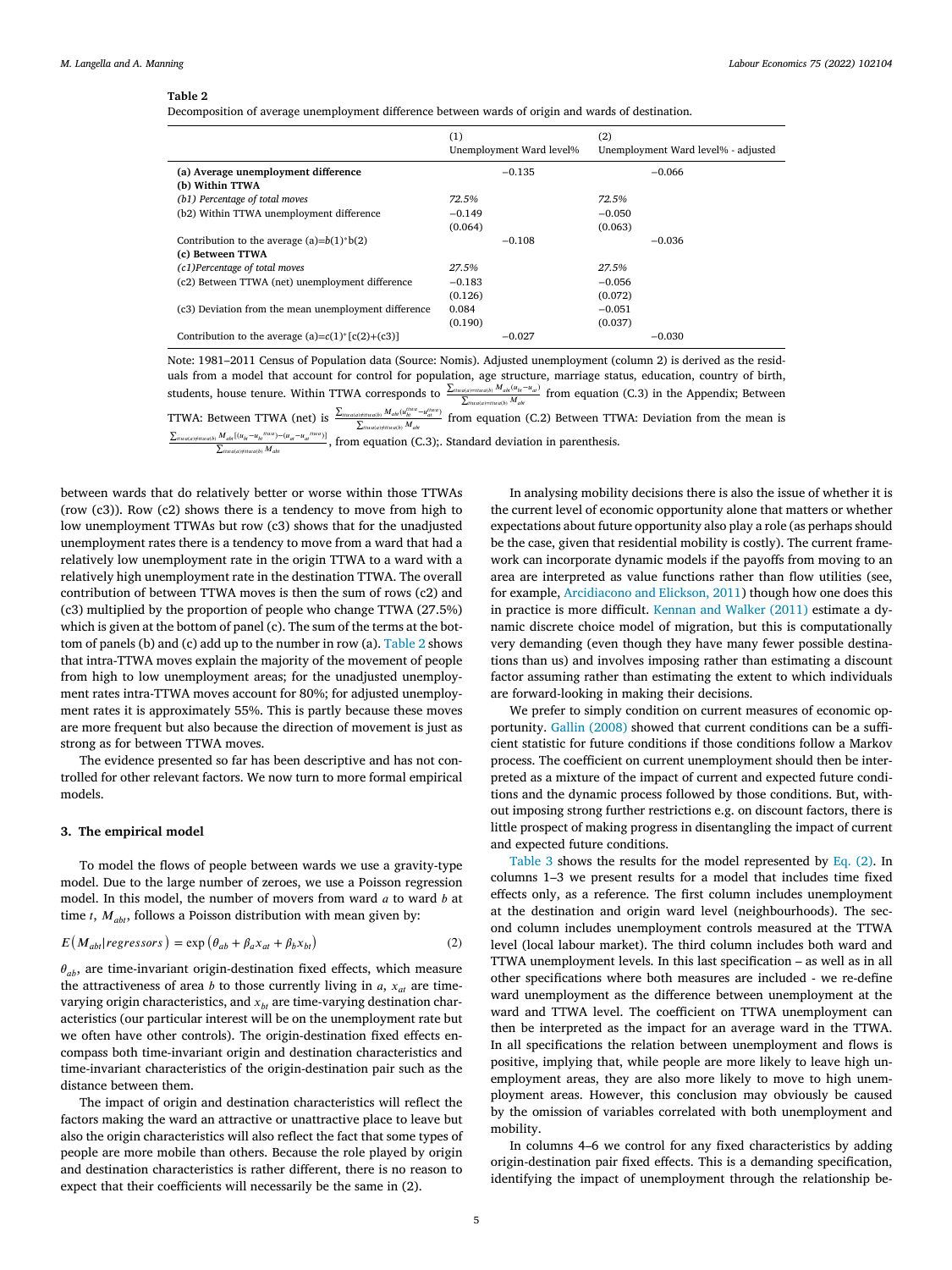**Table 2**

Decomposition of average unemployment difference between wards of origin and wards of destination.

| | (1) Unemployment Ward level% | (2) Unemployment Ward level% - adjusted |
|---|---|---|
| **(a) Average unemployment difference** | −0.135 | −0.066 |
| **(b) Within TTWA** | | |
| *(b1) Percentage of total moves* | *72.5%* | *72.5%* |
| (b2) Within TTWA unemployment difference | −0.149 | −0.050 |
| | (0.064) | (0.063) |
| Contribution to the average (a)=b(1)*b(2) | −0.108 | −0.036 |
| **(c) Between TTWA** | | |
| *(c1)Percentage of total moves* | *27.5%* | *27.5%* |
| (c2) Between TTWA (net) unemployment difference | −0.183 | −0.056 |
| | (0.126) | (0.072) |
| (c3) Deviation from the mean unemployment difference | 0.084 | −0.051 |
| | (0.190) | (0.037) |
| Contribution to the average (a)=c(1)*[c(2)+(c3)] | −0.027 | −0.030 |

Note: 1981–2011 Census of Population data (Source: Nomis). Adjusted unemployment (column 2) is derived as the residuals from a model that account for control for population, age structure, marriage status, education, country of birth, students, house tenure. Within TTWA corresponds to $\frac{\sum_{ttwa(a)=ttwa(b)} M_{abt}(u_{bt}-u_{at})}{\sum_{ttwa(a)=ttwa(b)} M_{abt}}$ from equation (C.3) in the Appendix; Between TTWA: Between TTWA (net) is $\frac{\sum_{ttwa(a)\neq ttwa(b)} M_{abt}(u_{bt}^{ttwa}-u_{at}^{ttwa})}{\sum_{ttwa(a)\neq ttwa(b)} M_{abt}}$ from equation (C.2) Between TTWA: Deviation from the mean is $\frac{\sum_{ttwa(a)\neq ttwa(b)} M_{abt}[(u_{bt}-u_{bt}^{ttwa})-(u_{at}-u_{at}^{ttwa})]}{\sum_{ttwa(a)\neq ttwa(b)} M_{abt}}$, from equation (C.3);. Standard deviation in parenthesis.

between wards that do relatively better or worse within those TTWAs (row (c3)). Row (c2) shows there is a tendency to move from high to low unemployment TTWAs but row (c3) shows that for the unadjusted unemployment rates there is a tendency to move from a ward that had a relatively low unemployment rate in the origin TTWA to a ward with a relatively high unemployment rate in the destination TTWA. The overall contribution of between TTWA moves is then the sum of rows (c2) and (c3) multiplied by the proportion of people who change TTWA (27.5%) which is given at the bottom of panel (c). The sum of the terms at the bottom of panels (b) and (c) add up to the number in row (a). Table 2 shows that intra-TTWA moves explain the majority of the movement of people from high to low unemployment areas; for the unadjusted unemployment rates intra-TTWA moves account for 80%; for adjusted unemployment rates it is approximately 55%. This is partly because these moves are more frequent but also because the direction of movement is just as strong as for between TTWA moves.

The evidence presented so far has been descriptive and has not controlled for other relevant factors. We now turn to more formal empirical models.

## 3. The empirical model

To model the flows of people between wards we use a gravity-type model. Due to the large number of zeroes, we use a Poisson regression model. In this model, the number of movers from ward $a$ to ward $b$ at time $t$, $M_{abt}$, follows a Poisson distribution with mean given by:

$$E\left(M_{abt}|regressors\right) = \exp\left(\theta_{ab} + \beta_a x_{at} + \beta_b x_{bt}\right) \tag{2}$$

$\theta_{ab}$, are time-invariant origin-destination fixed effects, which measure the attractiveness of area $b$ to those currently living in $a$, $x_{at}$ are time-varying origin characteristics, and $x_{bt}$ are time-varying destination characteristics (our particular interest will be on the unemployment rate but we often have other controls). The origin-destination fixed effects encompass both time-invariant origin and destination characteristics and time-invariant characteristics of the origin-destination pair such as the distance between them.

The impact of origin and destination characteristics will reflect the factors making the ward an attractive or unattractive place to leave but also the origin characteristics will also reflect the fact that some types of people are more mobile than others. Because the role played by origin and destination characteristics is rather different, there is no reason to expect that their coefficients will necessarily be the same in (2).

In analysing mobility decisions there is also the issue of whether it is the current level of economic opportunity alone that matters or whether expectations about future opportunity also play a role (as perhaps should be the case, given that residential mobility is costly). The current framework can incorporate dynamic models if the payoffs from moving to an area are interpreted as value functions rather than flow utilities (see, for example, Arcidiacono and Elickson, 2011) though how one does this in practice is more difficult. Kennan and Walker (2011) estimate a dynamic discrete choice model of migration, but this is computationally very demanding (even though they have many fewer possible destinations than us) and involves imposing rather than estimating a discount factor assuming rather than estimating the extent to which individuals are forward-looking in making their decisions.

We prefer to simply condition on current measures of economic opportunity. Gallin (2008) showed that current conditions can be a sufficient statistic for future conditions if those conditions follow a Markov process. The coefficient on current unemployment should then be interpreted as a mixture of the impact of current and expected future conditions and the dynamic process followed by those conditions. But, without imposing strong further restrictions e.g. on discount factors, there is little prospect of making progress in disentangling the impact of current and expected future conditions.

Table 3 shows the results for the model represented by Eq. (2). In columns 1–3 we present results for a model that includes time fixed effects only, as a reference. The first column includes unemployment at the destination and origin ward level (neighbourhoods). The second column includes unemployment controls measured at the TTWA level (local labour market). The third column includes both ward and TTWA unemployment levels. In this last specification – as well as in all other specifications where both measures are included - we re-define ward unemployment as the difference between unemployment at the ward and TTWA level. The coefficient on TTWA unemployment can then be interpreted as the impact for an average ward in the TTWA. In all specifications the relation between unemployment and flows is positive, implying that, while people are more likely to leave high unemployment areas, they are also more likely to move to high unemployment areas. However, this conclusion may obviously be caused by the omission of variables correlated with both unemployment and mobility.

In columns 4–6 we control for any fixed characteristics by adding origin-destination pair fixed effects. This is a demanding specification, identifying the impact of unemployment through the relationship be-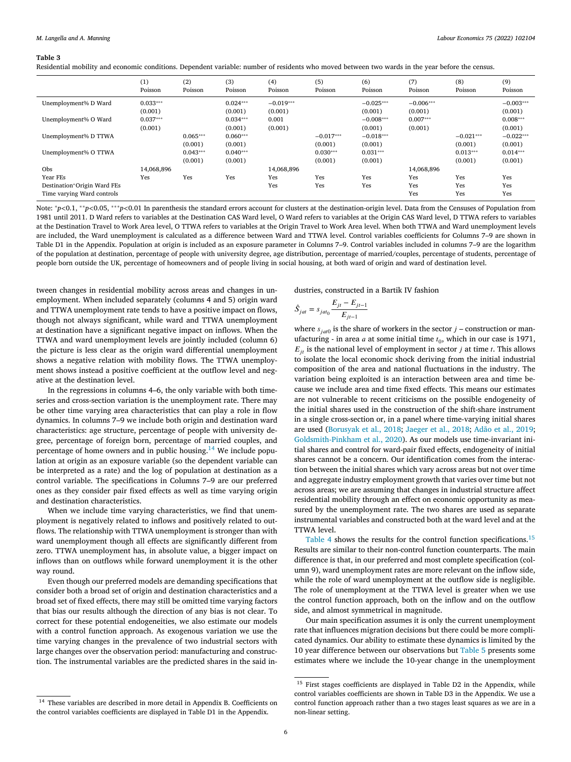**Table 3**

Residential mobility and economic conditions. Dependent variable: number of residents who moved between two wards in the year before the census.

| | (1) Poisson | (2) Poisson | (3) Poisson | (4) Poisson | (5) Poisson | (6) Poisson | (7) Poisson | (8) Poisson | (9) Poisson |
|---|---|---|---|---|---|---|---|---|---|
| Unemployment% D Ward | 0.033*** | | 0.024*** | −0.019*** | | −0.025*** | −0.006*** | | −0.003*** |
| | (0.001) | | (0.001) | (0.001) | | (0.001) | (0.001) | | (0.001) |
| Unemployment% O Ward | 0.037*** | | 0.034*** | 0.001 | | −0.008*** | 0.007*** | | 0.008*** |
| | (0.001) | | (0.001) | (0.001) | | (0.001) | (0.001) | | (0.001) |
| Unemployment% D TTWA | | 0.065*** | 0.060*** | | −0.017*** | −0.018*** | | −0.021*** | −0.022*** |
| | | (0.001) | (0.001) | | (0.001) | (0.001) | | (0.001) | (0.001) |
| Unemployment% O TTWA | | 0.043*** | 0.040*** | | 0.030*** | 0.031*** | | 0.013*** | 0.014*** |
| | | (0.001) | (0.001) | | (0.001) | (0.001) | | (0.001) | (0.001) |
| Obs | 14,068,896 | | | 14,068,896 | | | 14,068,896 | | |
| Year FEs | Yes | Yes | Yes | Yes | Yes | Yes | Yes | Yes | Yes |
| Destination*Origin Ward FEs | | | | Yes | Yes | Yes | Yes | Yes | Yes |
| Time varying Ward controls | | | | | | | Yes | Yes | Yes |

Note: *$p<0.1$, **$p<0.05$, ***$p<0.01$ In parenthesis the standard errors account for clusters at the destination-origin level. Data from the Censuses of Population from 1981 until 2011. D Ward refers to variables at the Destination CAS Ward level, O Ward refers to variables at the Origin CAS Ward level, D TTWA refers to variables at the Destination Travel to Work Area level, O TTWA refers to variables at the Origin Travel to Work Area level. When both TTWA and Ward unemployment levels are included, the Ward unemployment is calculated as a difference between Ward and TTWA level. Control variables coefficients for Columns 7–9 are shown in Table D1 in the Appendix. Population at origin is included as an exposure parameter in Columns 7–9. Control variables included in columns 7–9 are the logarithm of the population at destination, percentage of people with university degree, age distribution, percentage of married/couples, percentage of students, percentage of people born outside the UK, percentage of homeowners and of people living in social housing, at both ward of origin and ward of destination level.

tween changes in residential mobility across areas and changes in unemployment. When included separately (columns 4 and 5) origin ward and TTWA unemployment rate tends to have a positive impact on flows, though not always significant, while ward and TTWA unemployment at destination have a significant negative impact on inflows. When the TTWA and ward unemployment levels are jointly included (column 6) the picture is less clear as the origin ward differential unemployment shows a negative relation with mobility flows. The TTWA unemployment shows instead a positive coefficient at the outflow level and negative at the destination level.

In the regressions in columns 4–6, the only variable with both time-series and cross-section variation is the unemployment rate. There may be other time varying area characteristics that can play a role in flow dynamics. In columns 7–9 we include both origin and destination ward characteristics: age structure, percentage of people with university degree, percentage of foreign born, percentage of married couples, and percentage of home owners and in public housing.[14] We include population at origin as an exposure variable (so the dependent variable can be interpreted as a rate) and the log of population at destination as a control variable. The specifications in Columns 7–9 are our preferred ones as they consider pair fixed effects as well as time varying origin and destination characteristics.

When we include time varying characteristics, we find that unemployment is negatively related to inflows and positively related to outflows. The relationship with TTWA unemployment is stronger than with ward unemployment though all effects are significantly different from zero. TTWA unemployment has, in absolute value, a bigger impact on inflows than on outflows while forward unemployment it is the other way round.

Even though our preferred models are demanding specifications that consider both a broad set of origin and destination characteristics and a broad set of fixed effects, there may still be omitted time varying factors that bias our results although the direction of any bias is not clear. To correct for these potential endogeneities, we also estimate our models with a control function approach. As exogenous variation we use the time varying changes in the prevalence of two industrial sectors with large changes over the observation period: manufacturing and construction. The instrumental variables are the predicted shares in the said industries, constructed in a Bartik IV fashion

$$\hat{S}_{jat} = s_{jat_0} \frac{E_{jt} - E_{jt-1}}{E_{jt-1}}$$

where $s_{jat0}$ is the share of workers in the sector $j$ – construction or manufacturing - in area $a$ at some initial time $t_0$, which in our case is 1971, $E_{jt}$ is the national level of employment in sector $j$ at time $t$. This allows to isolate the local economic shock deriving from the initial industrial composition of the area and national fluctuations in the industry. The variation being exploited is an interaction between area and time because we include area and time fixed effects. This means our estimates are not vulnerable to recent criticisms on the possible endogeneity of the initial shares used in the construction of the shift-share instrument in a single cross-section or, in a panel where time-varying initial shares are used (Borusyak et al., 2018; Jaeger et al., 2018; Adão et al., 2019; Goldsmith-Pinkham et al., 2020). As our models use time-invariant initial shares and control for ward-pair fixed effects, endogeneity of initial shares cannot be a concern. Our identification comes from the interaction between the initial shares which vary across areas but not over time and aggregate industry employment growth that varies over time but not across areas; we are assuming that changes in industrial structure affect residential mobility through an effect on economic opportunity as measured by the unemployment rate. The two shares are used as separate instrumental variables and constructed both at the ward level and at the TTWA level.

Table 4 shows the results for the control function specifications.[15] Results are similar to their non-control function counterparts. The main difference is that, in our preferred and most complete specification (column 9), ward unemployment rates are more relevant on the inflow side, while the role of ward unemployment at the outflow side is negligible. The role of unemployment at the TTWA level is greater when we use the control function approach, both on the inflow and on the outflow side, and almost symmetrical in magnitude.

Our main specification assumes it is only the current unemployment rate that influences migration decisions but there could be more complicated dynamics. Our ability to estimate these dynamics is limited by the 10 year difference between our observations but Table 5 presents some estimates where we include the 10-year change in the unemployment

[14] These variables are described in more detail in Appendix B. Coefficients on the control variables coefficients are displayed in Table D1 in the Appendix.

[15] First stages coefficients are displayed in Table D2 in the Appendix, while control variables coefficients are shown in Table D3 in the Appendix. We use a control function approach rather than a two stages least squares as we are in a non-linear setting.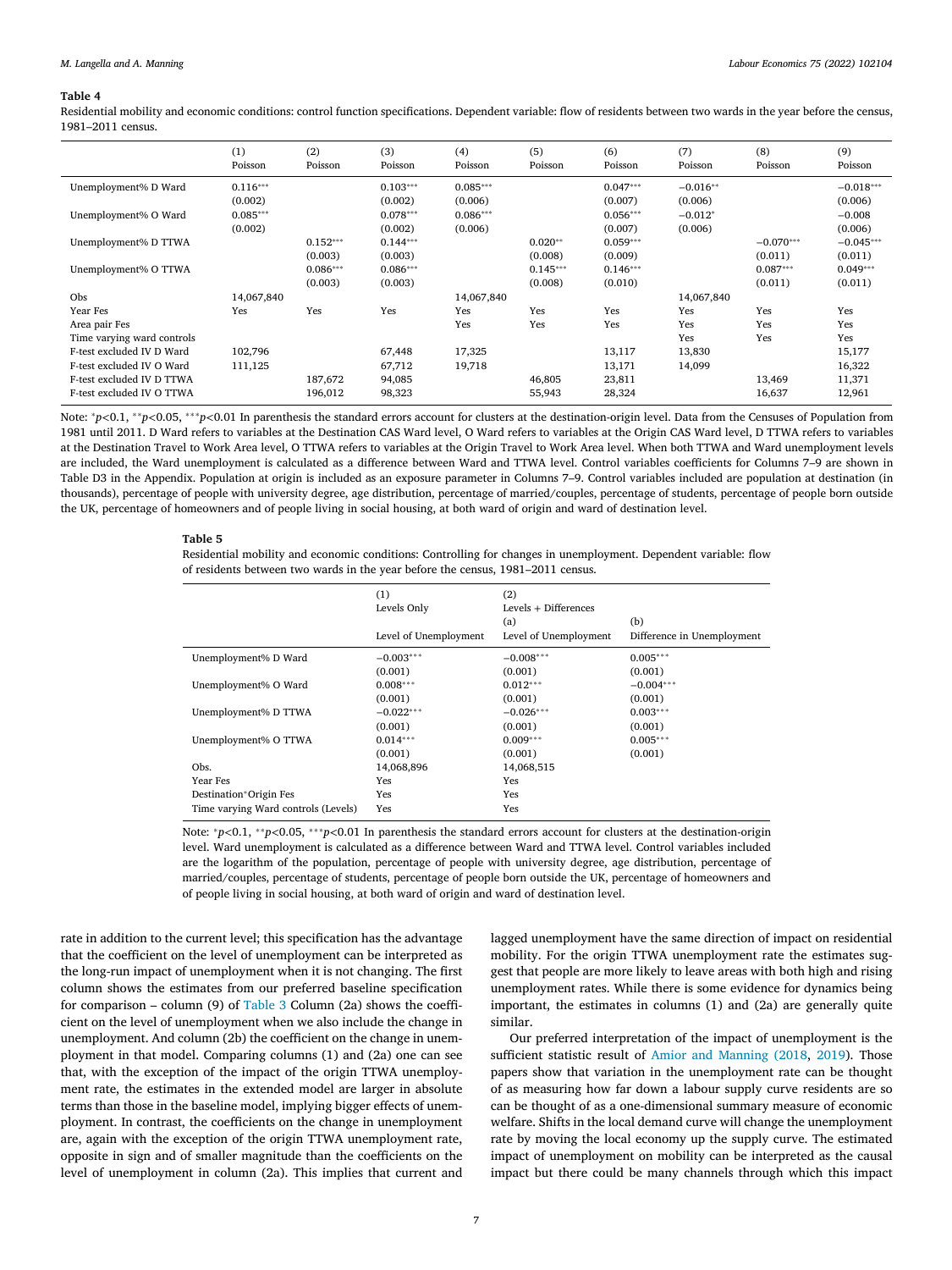**Table 4**

Residential mobility and economic conditions: control function specifications. Dependent variable: flow of residents between two wards in the year before the census, 1981–2011 census.

| | (1) Poisson | (2) Poisson | (3) Poisson | (4) Poisson | (5) Poisson | (6) Poisson | (7) Poisson | (8) Poisson | (9) Poisson |
|---|---|---|---|---|---|---|---|---|---|
| Unemployment% D Ward | 0.116*** | | 0.103*** | 0.085*** | | 0.047*** | −0.016** | | −0.018*** |
| | (0.002) | | (0.002) | (0.006) | | (0.007) | (0.006) | | (0.006) |
| Unemployment% O Ward | 0.085*** | | 0.078*** | 0.086*** | | 0.056*** | −0.012* | | −0.008 |
| | (0.002) | | (0.002) | (0.006) | | (0.007) | (0.006) | | (0.006) |
| Unemployment% D TTWA | | 0.152*** | 0.144*** | | 0.020** | 0.059*** | | −0.070*** | −0.045*** |
| | | (0.003) | (0.003) | | (0.008) | (0.009) | | (0.011) | (0.011) |
| Unemployment% O TTWA | | 0.086*** | 0.086*** | | 0.145*** | 0.146*** | | 0.087*** | 0.049*** |
| | | (0.003) | (0.003) | | (0.008) | (0.010) | | (0.011) | (0.011) |
| Obs | 14,067,840 | | | 14,067,840 | | | 14,067,840 | | |
| Year Fes | Yes | Yes | Yes | Yes | Yes | Yes | Yes | Yes | Yes |
| Area pair Fes | | | | Yes | Yes | Yes | Yes | Yes | Yes |
| Time varying ward controls | | | | | | | Yes | Yes | Yes |
| F-test excluded IV D Ward | 102,796 | | 67,448 | 17,325 | | 13,117 | 13,830 | | 15,177 |
| F-test excluded IV O Ward | 111,125 | | 67,712 | 19,718 | | 13,171 | 14,099 | | 16,322 |
| F-test excluded IV D TTWA | | 187,672 | 94,085 | | 46,805 | 23,811 | | 13,469 | 11,371 |
| F-test excluded IV O TTWA | | 196,012 | 98,323 | | 55,943 | 28,324 | | 16,637 | 12,961 |

Note: \*p<0.1, \*\*p<0.05, \*\*\*p<0.01 In parenthesis the standard errors account for clusters at the destination-origin level. Data from the Censuses of Population from 1981 until 2011. D Ward refers to variables at the Destination CAS Ward level, O Ward refers to variables at the Origin CAS Ward level, D TTWA refers to variables at the Destination Travel to Work Area level, O TTWA refers to variables at the Origin Travel to Work Area level. When both TTWA and Ward unemployment levels are included, the Ward unemployment is calculated as a difference between Ward and TTWA level. Control variables coefficients for Columns 7–9 are shown in Table D3 in the Appendix. Population at origin is included as an exposure parameter in Columns 7–9. Control variables included are population at destination (in thousands), percentage of people with university degree, age distribution, percentage of married/couples, percentage of students, percentage of people born outside the UK, percentage of homeowners and of people living in social housing, at both ward of origin and ward of destination level.

**Table 5**

Residential mobility and economic conditions: Controlling for changes in unemployment. Dependent variable: flow of residents between two wards in the year before the census, 1981–2011 census.

| | (1) Levels Only | (2) Levels + Differences | |
|---|---|---|---|
| | | (a) | (b) |
| | Level of Unemployment | Level of Unemployment | Difference in Unemployment |
| Unemployment% D Ward | −0.003*** | −0.008*** | 0.005*** |
| | (0.001) | (0.001) | (0.001) |
| Unemployment% O Ward | 0.008*** | 0.012*** | −0.004*** |
| | (0.001) | (0.001) | (0.001) |
| Unemployment% D TTWA | −0.022*** | −0.026*** | 0.003*** |
| | (0.001) | (0.001) | (0.001) |
| Unemployment% O TTWA | 0.014*** | 0.009*** | 0.005*** |
| | (0.001) | (0.001) | (0.001) |
| Obs. | 14,068,896 | 14,068,515 | |
| Year Fes | Yes | Yes | |
| Destination*Origin Fes | Yes | Yes | |
| Time varying Ward controls (Levels) | Yes | Yes | |

Note: \*p<0.1, \*\*p<0.05, \*\*\*p<0.01 In parenthesis the standard errors account for clusters at the destination-origin level. Ward unemployment is calculated as a difference between Ward and TTWA level. Control variables included are the logarithm of the population, percentage of people with university degree, age distribution, percentage of married/couples, percentage of students, percentage of people born outside the UK, percentage of homeowners and of people living in social housing, at both ward of origin and ward of destination level.

rate in addition to the current level; this specification has the advantage that the coefficient on the level of unemployment can be interpreted as the long-run impact of unemployment when it is not changing. The first column shows the estimates from our preferred baseline specification for comparison – column (9) of Table 3 Column (2a) shows the coefficient on the level of unemployment when we also include the change in unemployment. And column (2b) the coefficient on the change in unemployment in that model. Comparing columns (1) and (2a) one can see that, with the exception of the impact of the origin TTWA unemployment rate, the estimates in the extended model are larger in absolute terms than those in the baseline model, implying bigger effects of unemployment. In contrast, the coefficients on the change in unemployment are, again with the exception of the origin TTWA unemployment rate, opposite in sign and of smaller magnitude than the coefficients on the level of unemployment in column (2a). This implies that current and lagged unemployment have the same direction of impact on residential mobility. For the origin TTWA unemployment rate the estimates suggest that people are more likely to leave areas with both high and rising unemployment rates. While there is some evidence for dynamics being important, the estimates in columns (1) and (2a) are generally quite similar.

Our preferred interpretation of the impact of unemployment is the sufficient statistic result of Amior and Manning (2018, 2019). Those papers show that variation in the unemployment rate can be thought of as measuring how far down a labour supply curve residents are so can be thought of as a one-dimensional summary measure of economic welfare. Shifts in the local demand curve will change the unemployment rate by moving the local economy up the supply curve. The estimated impact of unemployment on mobility can be interpreted as the causal impact but there could be many channels through which this impact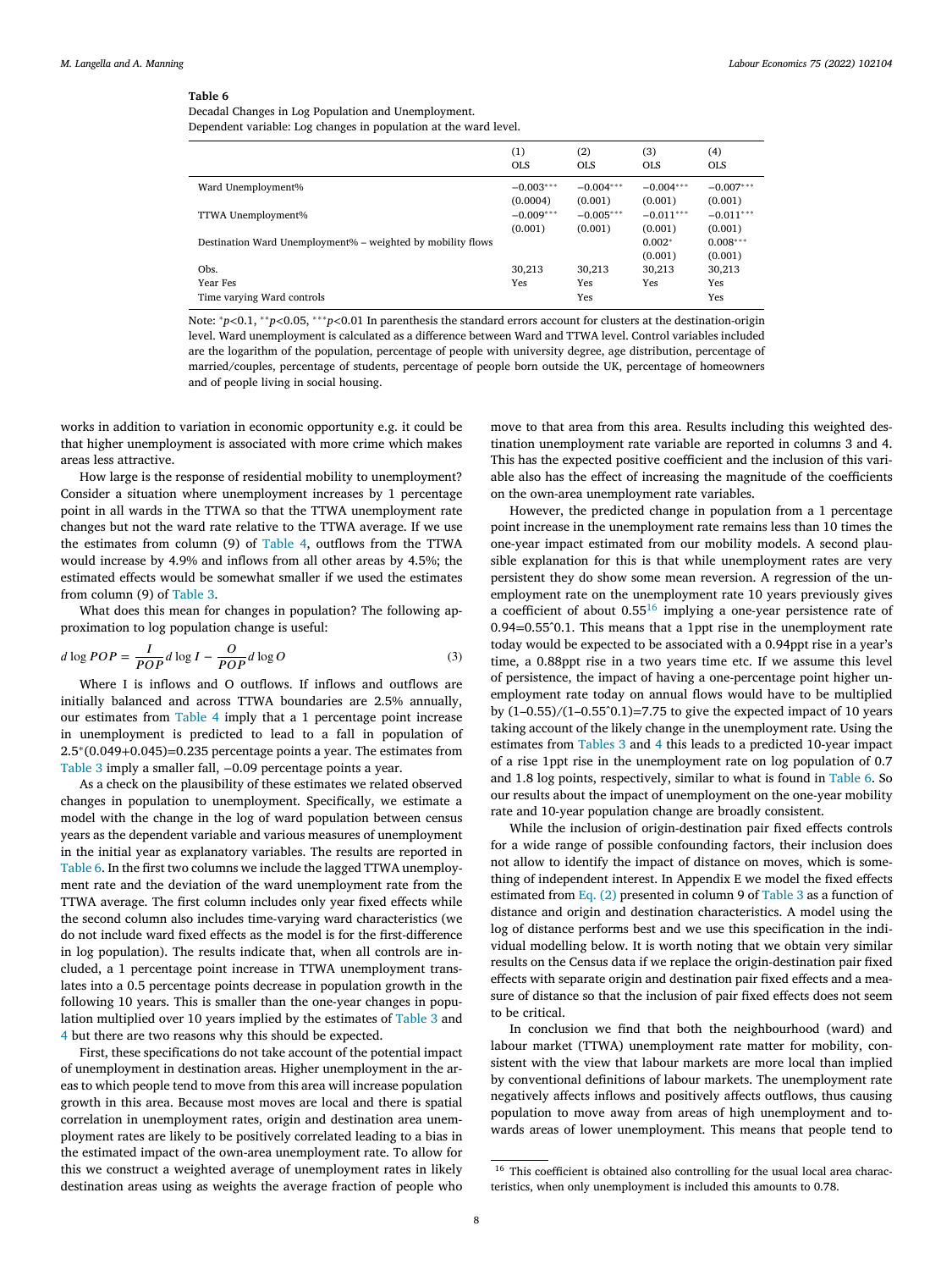**Table 6**
Decadal Changes in Log Population and Unemployment.
Dependent variable: Log changes in population at the ward level.

| | (1) OLS | (2) OLS | (3) OLS | (4) OLS |
|---|---|---|---|---|
| Ward Unemployment% | −0.003*** | −0.004*** | −0.004*** | −0.007*** |
| | (0.0004) | (0.001) | (0.001) | (0.001) |
| TTWA Unemployment% | −0.009*** | −0.005*** | −0.011*** | −0.011*** |
| | (0.001) | (0.001) | (0.001) | (0.001) |
| Destination Ward Unemployment% – weighted by mobility flows | | | 0.002* | 0.008*** |
| | | | (0.001) | (0.001) |
| Obs. | 30,213 | 30,213 | 30,213 | 30,213 |
| Year Fes | Yes | Yes | Yes | Yes |
| Time varying Ward controls | | Yes | | Yes |

Note: *p<0.1, **p<0.05, ***p<0.01 In parenthesis the standard errors account for clusters at the destination-origin level. Ward unemployment is calculated as a difference between Ward and TTWA level. Control variables included are the logarithm of the population, percentage of people with university degree, age distribution, percentage of married/couples, percentage of students, percentage of people born outside the UK, percentage of homeowners and of people living in social housing.

works in addition to variation in economic opportunity e.g. it could be that higher unemployment is associated with more crime which makes areas less attractive.

How large is the response of residential mobility to unemployment? Consider a situation where unemployment increases by 1 percentage point in all wards in the TTWA so that the TTWA unemployment rate changes but not the ward rate relative to the TTWA average. If we use the estimates from column (9) of Table 4, outflows from the TTWA would increase by 4.9% and inflows from all other areas by 4.5%; the estimated effects would be somewhat smaller if we used the estimates from column (9) of Table 3.

What does this mean for changes in population? The following approximation to log population change is useful:

$$d \log POP = \frac{I}{POP} d \log I - \frac{O}{POP} d \log O \tag{3}$$

Where I is inflows and O outflows. If inflows and outflows are initially balanced and across TTWA boundaries are 2.5% annually, our estimates from Table 4 imply that a 1 percentage point increase in unemployment is predicted to lead to a fall in population of 2.5*(0.049+0.045)=0.235 percentage points a year. The estimates from Table 3 imply a smaller fall, −0.09 percentage points a year.

As a check on the plausibility of these estimates we related observed changes in population to unemployment. Specifically, we estimate a model with the change in the log of ward population between census years as the dependent variable and various measures of unemployment in the initial year as explanatory variables. The results are reported in Table 6. In the first two columns we include the lagged TTWA unemployment rate and the deviation of the ward unemployment rate from the TTWA average. The first column includes only year fixed effects while the second column also includes time-varying ward characteristics (we do not include ward fixed effects as the model is for the first-difference in log population). The results indicate that, when all controls are included, a 1 percentage point increase in TTWA unemployment translates into a 0.5 percentage points decrease in population growth in the following 10 years. This is smaller than the one-year changes in population multiplied over 10 years implied by the estimates of Table 3 and 4 but there are two reasons why this should be expected.

First, these specifications do not take account of the potential impact of unemployment in destination areas. Higher unemployment in the areas to which people tend to move from this area will increase population growth in this area. Because most moves are local and there is spatial correlation in unemployment rates, origin and destination area unemployment rates are likely to be positively correlated leading to a bias in the estimated impact of the own-area unemployment rate. To allow for this we construct a weighted average of unemployment rates in likely destination areas using as weights the average fraction of people who move to that area from this area. Results including this weighted destination unemployment rate variable are reported in columns 3 and 4. This has the expected positive coefficient and the inclusion of this variable also has the effect of increasing the magnitude of the coefficients on the own-area unemployment rate variables.

However, the predicted change in population from a 1 percentage point increase in the unemployment rate remains less than 10 times the one-year impact estimated from our mobility models. A second plausible explanation for this is that while unemployment rates are very persistent they do show some mean reversion. A regression of the unemployment rate on the unemployment rate 10 years previously gives a coefficient of about 0.55[16] implying a one-year persistence rate of 0.94=0.55ˆ0.1. This means that a 1ppt rise in the unemployment rate today would be expected to be associated with a 0.94ppt rise in a year's time, a 0.88ppt rise in a two years time etc. If we assume this level of persistence, the impact of having a one-percentage point higher unemployment rate today on annual flows would have to be multiplied by (1–0.55)/(1–0.55ˆ0.1)=7.75 to give the expected impact of 10 years taking account of the likely change in the unemployment rate. Using the estimates from Tables 3 and 4 this leads to a predicted 10-year impact of a rise 1ppt rise in the unemployment rate on log population of 0.7 and 1.8 log points, respectively, similar to what is found in Table 6. So our results about the impact of unemployment on the one-year mobility rate and 10-year population change are broadly consistent.

While the inclusion of origin-destination pair fixed effects controls for a wide range of possible confounding factors, their inclusion does not allow to identify the impact of distance on moves, which is something of independent interest. In Appendix E we model the fixed effects estimated from Eq. (2) presented in column 9 of Table 3 as a function of distance and origin and destination characteristics. A model using the log of distance performs best and we use this specification in the individual modelling below. It is worth noting that we obtain very similar results on the Census data if we replace the origin-destination pair fixed effects with separate origin and destination pair fixed effects and a measure of distance so that the inclusion of pair fixed effects does not seem to be critical.

In conclusion we find that both the neighbourhood (ward) and labour market (TTWA) unemployment rate matter for mobility, consistent with the view that labour markets are more local than implied by conventional definitions of labour markets. The unemployment rate negatively affects inflows and positively affects outflows, thus causing population to move away from areas of high unemployment and towards areas of lower unemployment. This means that people tend to

[16] This coefficient is obtained also controlling for the usual local area characteristics, when only unemployment is included this amounts to 0.78.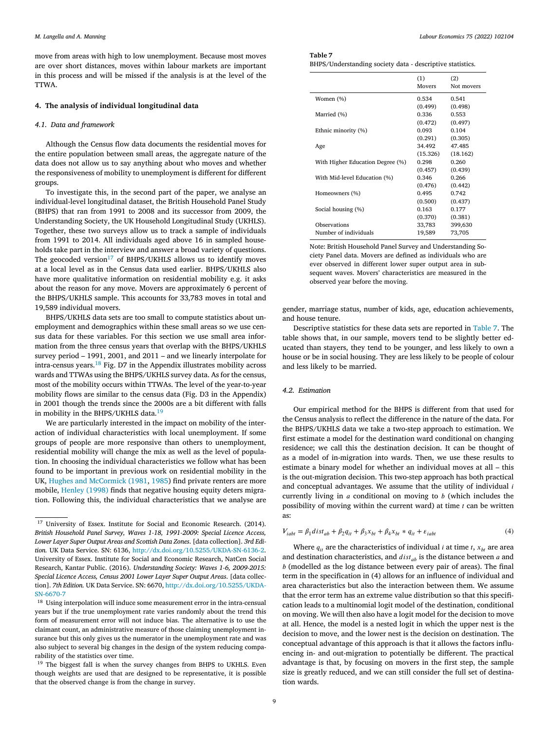move from areas with high to low unemployment. Because most moves are over short distances, moves within labour markets are important in this process and will be missed if the analysis is at the level of the TTWA.

## 4. The analysis of individual longitudinal data

### 4.1. Data and framework

Although the Census flow data documents the residential moves for the entire population between small areas, the aggregate nature of the data does not allow us to say anything about who moves and whether the responsiveness of mobility to unemployment is different for different groups.

To investigate this, in the second part of the paper, we analyse an individual-level longitudinal dataset, the British Household Panel Study (BHPS) that ran from 1991 to 2008 and its successor from 2009, the Understanding Society, the UK Household Longitudinal Study (UKHLS). Together, these two surveys allow us to track a sample of individuals from 1991 to 2014. All individuals aged above 16 in sampled households take part in the interview and answer a broad variety of questions. The geocoded version[17] of BHPS/UKHLS allows us to identify moves at a local level as in the Census data used earlier. BHPS/UKHLS also have more qualitative information on residential mobility e.g. it asks about the reason for any move. Movers are approximately 6 percent of the BHPS/UKHLS sample. This accounts for 33,783 moves in total and 19,589 individual movers.

BHPS/UKHLS data sets are too small to compute statistics about unemployment and demographics within these small areas so we use census data for these variables. For this section we use small area information from the three census years that overlap with the BHPS/UKHLS survey period – 1991, 2001, and 2011 – and we linearly interpolate for intra-census years.[18] Fig. D7 in the Appendix illustrates mobility across wards and TTWAs using the BHPS/UKHLS survey data. As for the census, most of the mobility occurs within TTWAs. The level of the year-to-year mobility flows are similar to the census data (Fig. D3 in the Appendix) in 2001 though the trends since the 2000s are a bit different with falls in mobility in the BHPS/UKHLS data.[19]

We are particularly interested in the impact on mobility of the interaction of individual characteristics with local unemployment. If some groups of people are more responsive than others to unemployment, residential mobility will change the mix as well as the level of population. In choosing the individual characteristics we follow what has been found to be important in previous work on residential mobility in the UK, Hughes and McCormick (1981, 1985) find private renters are more mobile, Henley (1998) finds that negative housing equity deters migration. Following this, the individual characteristics that we analyse are gender, marriage status, number of kids, age, education achievements, and house tenure.

**Table 7**
BHPS/Understanding society data - descriptive statistics.

| | (1) Movers | (2) Not movers |
|---|---|---|
| Women (%) | 0.534 | 0.541 |
| | (0.499) | (0.498) |
| Married (%) | 0.336 | 0.553 |
| | (0.472) | (0.497) |
| Ethnic minority (%) | 0.093 | 0.104 |
| | (0.291) | (0.305) |
| Age | 34.492 | 47.485 |
| | (15.326) | (18.162) |
| With Higher Education Degree (%) | 0.298 | 0.260 |
| | (0.457) | (0.439) |
| With Mid-level Education (%) | 0.346 | 0.266 |
| | (0.476) | (0.442) |
| Homeowners (%) | 0.495 | 0.742 |
| | (0.500) | (0.437) |
| Social housing (%) | 0.163 | 0.177 |
| | (0.370) | (0.381) |
| Observations | 33,783 | 399,630 |
| Number of individuals | 19,589 | 73,705 |

Note: British Household Panel Survey and Understanding Society Panel data. Movers are defined as individuals who are ever observed in different lower super output area in subsequent waves. Movers' characteristics are measured in the observed year before the moving.

Descriptive statistics for these data sets are reported in Table 7. The table shows that, in our sample, movers tend to be slightly better educated than stayers, they tend to be younger, and less likely to own a house or be in social housing. They are less likely to be people of colour and less likely to be married.

### 4.2. Estimation

Our empirical method for the BHPS is different from that used for the Census analysis to reflect the difference in the nature of the data. For the BHPS/UKHLS data we take a two-step approach to estimation. We first estimate a model for the destination ward conditional on changing residence; we call this the destination decision. It can be thought of as a model of in-migration into wards. Then, we use these results to estimate a binary model for whether an individual moves at all – this is the out-migration decision. This two-step approach has both practical and conceptual advantages. We assume that the utility of individual $i$ currently living in $a$ conditional on moving to $b$ (which includes the possibility of moving within the current ward) at time $t$ can be written as:

$$V_{iabt} = \beta_1 dist_{ab} + \beta_2 q_{it} + \beta_3 x_{bt} + \beta_4 x_{bt} * q_{it} + \varepsilon_{iabt} \tag{4}$$

Where $q_{it}$ are the characteristics of individual $i$ at time $t$, $x_{bt}$ are area and destination characteristics, and $dist_{ab}$ is the distance between $a$ and $b$ (modelled as the log distance between every pair of areas). The final term in the specification in (4) allows for an influence of individual and area characteristics but also the interaction between them. We assume that the error term has an extreme value distribution so that this specification leads to a multinomial logit model of the destination, conditional on moving. We will then also have a logit model for the decision to move at all. Hence, the model is a nested logit in which the upper nest is the decision to move, and the lower nest is the decision on destination. The conceptual advantage of this approach is that it allows the factors influencing in- and out-migration to potentially be different. The practical advantage is that, by focusing on movers in the first step, the sample size is greatly reduced, and we can still consider the full set of destination wards.

[17] University of Essex. Institute for Social and Economic Research. (2014). *British Household Panel Survey, Waves 1-18, 1991-2009: Special Licence Access, Lower Layer Super Output Areas and Scottish Data Zones*. [data collection]. *3rd Edition.* UK Data Service. SN: 6136, http://dx.doi.org/10.5255/UKDA-SN-6136-2. University of Essex. Institute for Social and Economic Research, NatCen Social Research, Kantar Public. (2016). *Understanding Society: Waves 1-6, 2009-2015: Special Licence Access, Census 2001 Lower Layer Super Output Areas.* [data collection]. *7th Edition.* UK Data Service. SN: 6670, http://dx.doi.org/10.5255/UKDA-SN-6670-7

[18] Using interpolation will induce some measurement error in the intra-censual years but if the true unemployment rate varies randomly about the trend this form of measurement error will not induce bias. The alternative is to use the claimant count, an administrative measure of those claiming unemployment insurance but this only gives us the numerator in the unemployment rate and was also subject to several big changes in the design of the system reducing comparability of the statistics over time.

[19] The biggest fall is when the survey changes from BHPS to UKHLS. Even though weights are used that are designed to be representative, it is possible that the observed change is from the change in survey.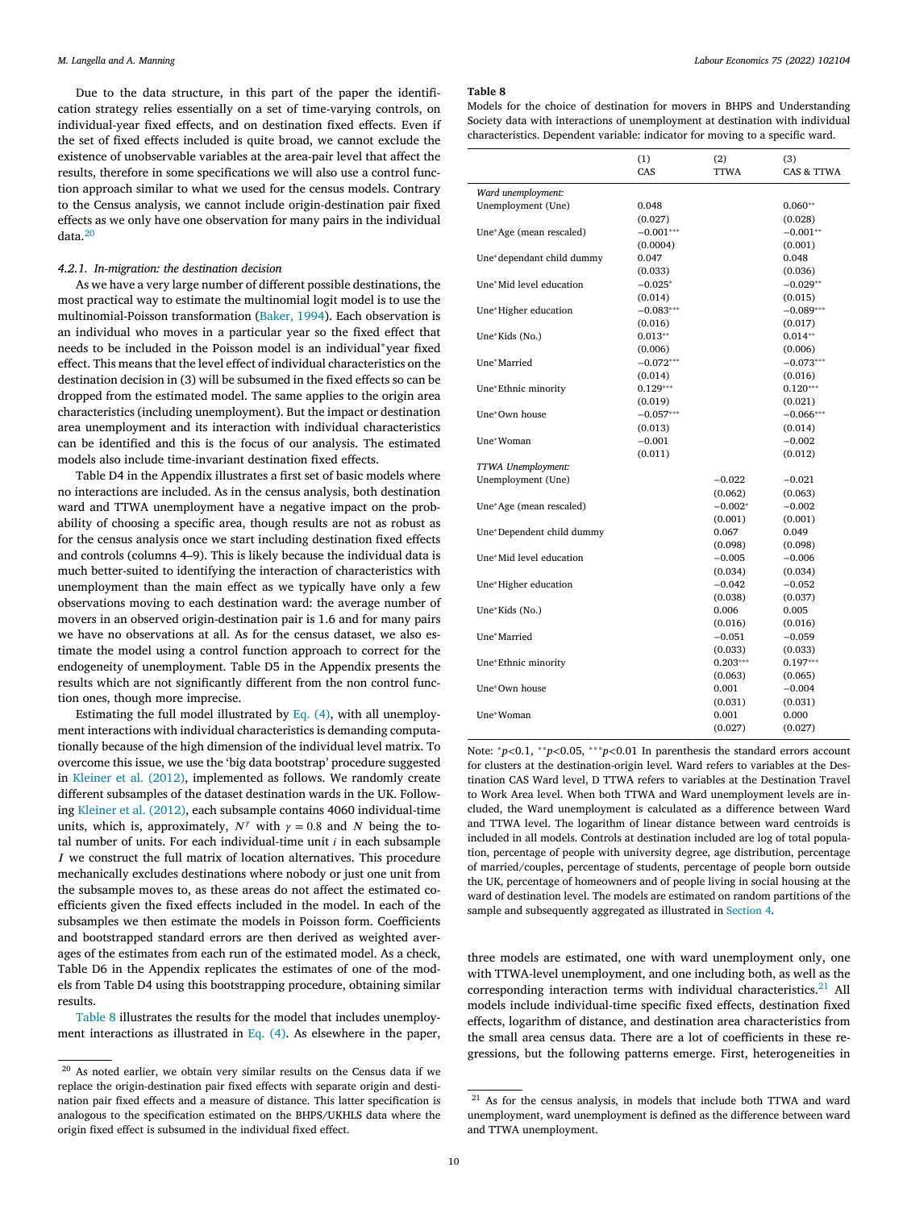Due to the data structure, in this part of the paper the identification strategy relies essentially on a set of time-varying controls, on individual-year fixed effects, and on destination fixed effects. Even if the set of fixed effects included is quite broad, we cannot exclude the existence of unobservable variables at the area-pair level that affect the results, therefore in some specifications we will also use a control function approach similar to what we used for the census models. Contrary to the Census analysis, we cannot include origin-destination pair fixed effects as we only have one observation for many pairs in the individual data.[20]

#### 4.2.1. In-migration: the destination decision

As we have a very large number of different possible destinations, the most practical way to estimate the multinomial logit model is to use the multinomial-Poisson transformation (Baker, 1994). Each observation is an individual who moves in a particular year so the fixed effect that needs to be included in the Poisson model is an individual*year fixed effect. This means that the level effect of individual characteristics on the destination decision in (3) will be subsumed in the fixed effects so can be dropped from the estimated model. The same applies to the origin area characteristics (including unemployment). But the impact or destination area unemployment and its interaction with individual characteristics can be identified and this is the focus of our analysis. The estimated models also include time-invariant destination fixed effects.

Table D4 in the Appendix illustrates a first set of basic models where no interactions are included. As in the census analysis, both destination ward and TTWA unemployment have a negative impact on the probability of choosing a specific area, though results are not as robust as for the census analysis once we start including destination fixed effects and controls (columns 4–9). This is likely because the individual data is much better-suited to identifying the interaction of characteristics with unemployment than the main effect as we typically have only a few observations moving to each destination ward: the average number of movers in an observed origin-destination pair is 1.6 and for many pairs we have no observations at all. As for the census dataset, we also estimate the model using a control function approach to correct for the endogeneity of unemployment. Table D5 in the Appendix presents the results which are not significantly different from the non control function ones, though more imprecise.

Estimating the full model illustrated by Eq. (4), with all unemployment interactions with individual characteristics is demanding computationally because of the high dimension of the individual level matrix. To overcome this issue, we use the 'big data bootstrap' procedure suggested in Kleiner et al. (2012), implemented as follows. We randomly create different subsamples of the dataset destination wards in the UK. Following Kleiner et al. (2012), each subsample contains 4060 individual-time units, which is, approximately, $N^{\gamma}$ with $\gamma = 0.8$ and $N$ being the total number of units. For each individual-time unit $i$ in each subsample $I$ we construct the full matrix of location alternatives. This procedure mechanically excludes destinations where nobody or just one unit from the subsample moves to, as these areas do not affect the estimated coefficients given the fixed effects included in the model. In each of the subsamples we then estimate the models in Poisson form. Coefficients and bootstrapped standard errors are then derived as weighted averages of the estimates from each run of the estimated model. As a check, Table D6 in the Appendix replicates the estimates of one of the models from Table D4 using this bootstrapping procedure, obtaining similar results.

Table 8 illustrates the results for the model that includes unemployment interactions as illustrated in Eq. (4). As elsewhere in the paper, three models are estimated, one with ward unemployment only, one with TTWA-level unemployment, and one including both, as well as the corresponding interaction terms with individual characteristics.[21] All models include individual-time specific fixed effects, destination fixed effects, logarithm of distance, and destination area characteristics from the small area census data. There are a lot of coefficients in these regressions, but the following patterns emerge. First, heterogeneities in

**Table 8**
Models for the choice of destination for movers in BHPS and Understanding Society data with interactions of unemployment at destination with individual characteristics. Dependent variable: indicator for moving to a specific ward.

| | (1) CAS | (2) TTWA | (3) CAS & TTWA |
|---|---|---|---|
| *Ward unemployment:* | | | |
| Unemployment (Une) | 0.048 | | 0.060** |
| | (0.027) | | (0.028) |
| Une*Age (mean rescaled) | −0.001*** | | −0.001** |
| | (0.0004) | | (0.001) |
| Une*dependant child dummy | 0.047 | | 0.048 |
| | (0.033) | | (0.036) |
| Une*Mid level education | −0.025* | | −0.029** |
| | (0.014) | | (0.015) |
| Une*Higher education | −0.083*** | | −0.089*** |
| | (0.016) | | (0.017) |
| Une*Kids (No.) | 0.013** | | 0.014** |
| | (0.006) | | (0.006) |
| Une*Married | −0.072*** | | −0.073*** |
| | (0.014) | | (0.016) |
| Une*Ethnic minority | 0.129*** | | 0.120*** |
| | (0.019) | | (0.021) |
| Une*Own house | −0.057*** | | −0.066*** |
| | (0.013) | | (0.014) |
| Une*Woman | −0.001 | | −0.002 |
| | (0.011) | | (0.012) |
| *TTWA Unemployment:* | | | |
| Unemployment (Une) | | −0.022 | −0.021 |
| | | (0.062) | (0.063) |
| Une*Age (mean rescaled) | | −0.002* | −0.002 |
| | | (0.001) | (0.001) |
| Une*Dependent child dummy | | 0.067 | 0.049 |
| | | (0.098) | (0.098) |
| Une*Mid level education | | −0.005 | −0.006 |
| | | (0.034) | (0.034) |
| Une*Higher education | | −0.042 | −0.052 |
| | | (0.038) | (0.037) |
| Une*Kids (No.) | | 0.006 | 0.005 |
| | | (0.016) | (0.016) |
| Une*Married | | −0.051 | −0.059 |
| | | (0.033) | (0.033) |
| Une*Ethnic minority | | 0.203*** | 0.197*** |
| | | (0.063) | (0.065) |
| Une*Own house | | 0.001 | −0.004 |
| | | (0.031) | (0.031) |
| Une*Woman | | 0.001 | 0.000 |
| | | (0.027) | (0.027) |

Note: *$p$<0.1, **$p$<0.05, ***$p$<0.01 In parenthesis the standard errors account for clusters at the destination-origin level. Ward refers to variables at the Destination CAS Ward level, D TTWA refers to variables at the Destination Travel to Work Area level. When both TTWA and Ward unemployment levels are included, the Ward unemployment is calculated as a difference between Ward and TTWA level. The logarithm of linear distance between ward centroids is included in all models. Controls at destination included are log of total population, percentage of people with university degree, age distribution, percentage of married/couples, percentage of students, percentage of people born outside the UK, percentage of homeowners and of people living in social housing at the ward of destination level. The models are estimated on random partitions of the sample and subsequently aggregated as illustrated in Section 4.

[20] As noted earlier, we obtain very similar results on the Census data if we replace the origin-destination pair fixed effects with separate origin and destination pair fixed effects and a measure of distance. This latter specification is analogous to the specification estimated on the BHPS/UKHLS data where the origin fixed effect is subsumed in the individual fixed effect.

[21] As for the census analysis, in models that include both TTWA and ward unemployment, ward unemployment is defined as the difference between ward and TTWA unemployment.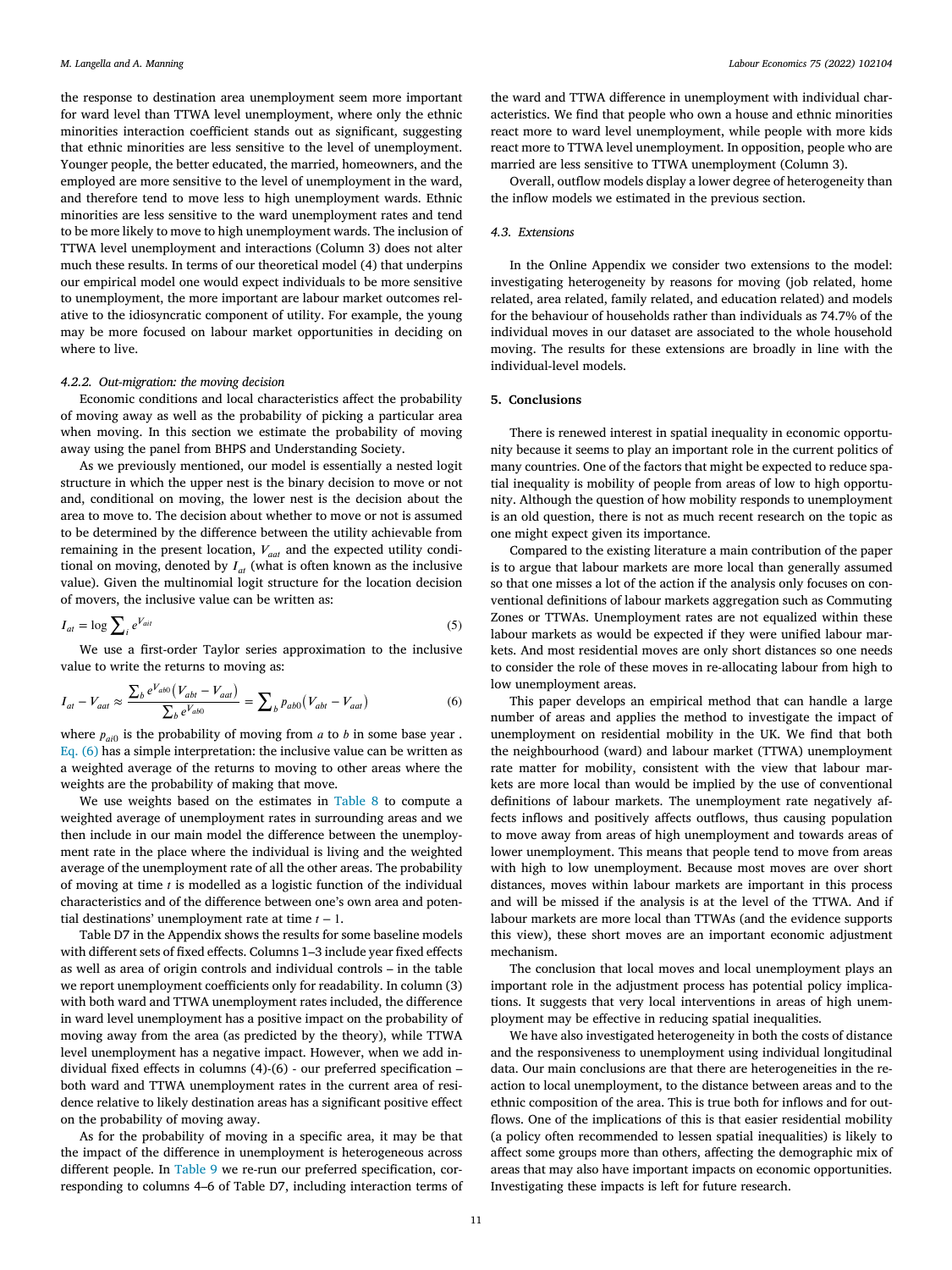the response to destination area unemployment seem more important for ward level than TTWA level unemployment, where only the ethnic minorities interaction coefficient stands out as significant, suggesting that ethnic minorities are less sensitive to the level of unemployment. Younger people, the better educated, the married, homeowners, and the employed are more sensitive to the level of unemployment in the ward, and therefore tend to move less to high unemployment wards. Ethnic minorities are less sensitive to the ward unemployment rates and tend to be more likely to move to high unemployment wards. The inclusion of TTWA level unemployment and interactions (Column 3) does not alter much these results. In terms of our theoretical model (4) that underpins our empirical model one would expect individuals to be more sensitive to unemployment, the more important are labour market outcomes relative to the idiosyncratic component of utility. For example, the young may be more focused on labour market opportunities in deciding on where to live.

#### 4.2.2. Out-migration: the moving decision

Economic conditions and local characteristics affect the probability of moving away as well as the probability of picking a particular area when moving. In this section we estimate the probability of moving away using the panel from BHPS and Understanding Society.

As we previously mentioned, our model is essentially a nested logit structure in which the upper nest is the binary decision to move or not and, conditional on moving, the lower nest is the decision about the area to move to. The decision about whether to move or not is assumed to be determined by the difference between the utility achievable from remaining in the present location, $V_{aat}$ and the expected utility conditional on moving, denoted by $I_{at}$ (what is often known as the inclusive value). Given the multinomial logit structure for the location decision of movers, the inclusive value can be written as:

$$I_{at} = \log \sum_i e^{V_{ait}} \tag{5}$$

We use a first-order Taylor series approximation to the inclusive value to write the returns to moving as:

$$I_{at} - V_{aat} \approx \frac{\sum_b e^{V_{ab0}}\left(V_{abt} - V_{aat}\right)}{\sum_b e^{V_{ab0}}} = \sum_b p_{ab0}\left(V_{abt} - V_{aat}\right) \tag{6}$$

where $p_{ai0}$ is the probability of moving from $a$ to $b$ in some base year . Eq. (6) has a simple interpretation: the inclusive value can be written as a weighted average of the returns to moving to other areas where the weights are the probability of making that move.

We use weights based on the estimates in Table 8 to compute a weighted average of unemployment rates in surrounding areas and we then include in our main model the difference between the unemployment rate in the place where the individual is living and the weighted average of the unemployment rate of all the other areas. The probability of moving at time $t$ is modelled as a logistic function of the individual characteristics and of the difference between one's own area and potential destinations' unemployment rate at time $t-1$.

Table D7 in the Appendix shows the results for some baseline models with different sets of fixed effects. Columns 1–3 include year fixed effects as well as area of origin controls and individual controls – in the table we report unemployment coefficients only for readability. In column (3) with both ward and TTWA unemployment rates included, the difference in ward level unemployment has a positive impact on the probability of moving away from the area (as predicted by the theory), while TTWA level unemployment has a negative impact. However, when we add individual fixed effects in columns (4)-(6) - our preferred specification – both ward and TTWA unemployment rates in the current area of residence relative to likely destination areas has a significant positive effect on the probability of moving away.

As for the probability of moving in a specific area, it may be that the impact of the difference in unemployment is heterogeneous across different people. In Table 9 we re-run our preferred specification, corresponding to columns 4–6 of Table D7, including interaction terms of the ward and TTWA difference in unemployment with individual characteristics. We find that people who own a house and ethnic minorities react more to ward level unemployment, while people with more kids react more to TTWA level unemployment. In opposition, people who are married are less sensitive to TTWA unemployment (Column 3).

Overall, outflow models display a lower degree of heterogeneity than the inflow models we estimated in the previous section.

### 4.3. Extensions

In the Online Appendix we consider two extensions to the model: investigating heterogeneity by reasons for moving (job related, home related, area related, family related, and education related) and models for the behaviour of households rather than individuals as 74.7% of the individual moves in our dataset are associated to the whole household moving. The results for these extensions are broadly in line with the individual-level models.

## 5. Conclusions

There is renewed interest in spatial inequality in economic opportunity because it seems to play an important role in the current politics of many countries. One of the factors that might be expected to reduce spatial inequality is mobility of people from areas of low to high opportunity. Although the question of how mobility responds to unemployment is an old question, there is not as much recent research on the topic as one might expect given its importance.

Compared to the existing literature a main contribution of the paper is to argue that labour markets are more local than generally assumed so that one misses a lot of the action if the analysis only focuses on conventional definitions of labour markets aggregation such as Commuting Zones or TTWAs. Unemployment rates are not equalized within these labour markets as would be expected if they were unified labour markets. And most residential moves are only short distances so one needs to consider the role of these moves in re-allocating labour from high to low unemployment areas.

This paper develops an empirical method that can handle a large number of areas and applies the method to investigate the impact of unemployment on residential mobility in the UK. We find that both the neighbourhood (ward) and labour market (TTWA) unemployment rate matter for mobility, consistent with the view that labour markets are more local than would be implied by the use of conventional definitions of labour markets. The unemployment rate negatively affects inflows and positively affects outflows, thus causing population to move away from areas of high unemployment and towards areas of lower unemployment. This means that people tend to move from areas with high to low unemployment. Because most moves are over short distances, moves within labour markets are important in this process and will be missed if the analysis is at the level of the TTWA. And if labour markets are more local than TTWAs (and the evidence supports this view), these short moves are an important economic adjustment mechanism.

The conclusion that local moves and local unemployment plays an important role in the adjustment process has potential policy implications. It suggests that very local interventions in areas of high unemployment may be effective in reducing spatial inequalities.

We have also investigated heterogeneity in both the costs of distance and the responsiveness to unemployment using individual longitudinal data. Our main conclusions are that there are heterogeneities in the reaction to local unemployment, to the distance between areas and to the ethnic composition of the area. This is true both for inflows and for outflows. One of the implications of this is that easier residential mobility (a policy often recommended to lessen spatial inequalities) is likely to affect some groups more than others, affecting the demographic mix of areas that may also have important impacts on economic opportunities. Investigating these impacts is left for future research.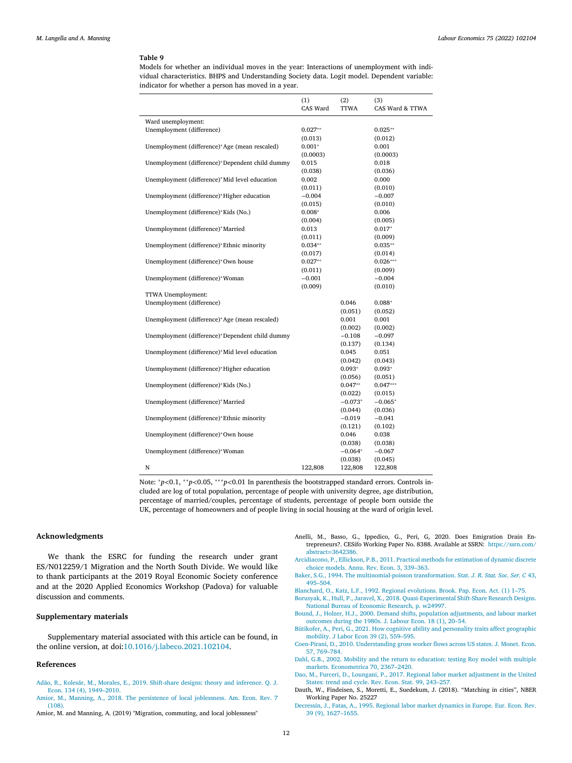**Table 9**

Models for whether an individual moves in the year: Interactions of unemployment with individual characteristics. BHPS and Understanding Society data. Logit model. Dependent variable: indicator for whether a person has moved in a year.

| | (1) CAS Ward | (2) TTWA | (3) CAS Ward & TTWA |
|---|---|---|---|
| Ward unemployment: | | | |
| Unemployment (difference) | 0.027** | | 0.025** |
| | (0.013) | | (0.012) |
| Unemployment (difference)*Age (mean rescaled) | 0.001* | | 0.001 |
| | (0.0003) | | (0.0003) |
| Unemployment (difference)*Dependent child dummy | 0.015 | | 0.018 |
| | (0.038) | | (0.036) |
| Unemployment (difference)*Mid level education | 0.002 | | 0.000 |
| | (0.011) | | (0.010) |
| Unemployment (difference)*Higher education | −0.004 | | −0.007 |
| | (0.015) | | (0.010) |
| Unemployment (difference)*Kids (No.) | 0.008* | | 0.006 |
| | (0.004) | | (0.005) |
| Unemployment (difference)*Married | 0.013 | | 0.017* |
| | (0.011) | | (0.009) |
| Unemployment (difference)*Ethnic minority | 0.034** | | 0.035** |
| | (0.017) | | (0.014) |
| Unemployment (difference)*Own house | 0.027** | | 0.026*** |
| | (0.011) | | (0.009) |
| Unemployment (difference)*Woman | −0.001 | | −0.004 |
| | (0.009) | | (0.010) |
| TTWA Unemployment: | | | |
| Unemployment (difference) | | 0.046 | 0.088* |
| | | (0.051) | (0.052) |
| Unemployment (difference)*Age (mean rescaled) | | 0.001 | 0.001 |
| | | (0.002) | (0.002) |
| Unemployment (difference)*Dependent child dummy | | −0.108 | −0.097 |
| | | (0.137) | (0.134) |
| Unemployment (difference)*Mid level education | | 0.045 | 0.051 |
| | | (0.042) | (0.043) |
| Unemployment (difference)*Higher education | | 0.093* | 0.093* |
| | | (0.056) | (0.051) |
| Unemployment (difference)*Kids (No.) | | 0.047** | 0.047*** |
| | | (0.022) | (0.015) |
| Unemployment (difference)*Married | | −0.073* | −0.065* |
| | | (0.044) | (0.036) |
| Unemployment (difference)*Ethnic minority | | −0.019 | −0.041 |
| | | (0.121) | (0.102) |
| Unemployment (difference)*Own house | | 0.046 | 0.038 |
| | | (0.038) | (0.038) |
| Unemployment (difference)*Woman | | −0.064* | −0.067 |
| | | (0.038) | (0.045) |
| N | 122,808 | 122,808 | 122,808 |

Note: *$p$<0.1, **$p$<0.05, ***$p$<0.01 In parenthesis the bootstrapped standard errors. Controls included are log of total population, percentage of people with university degree, age distribution, percentage of married/couples, percentage of students, percentage of people born outside the UK, percentage of homeowners and of people living in social housing at the ward of origin level.

## Acknowledgments

We thank the ESRC for funding the research under grant ES/N012259/1 Migration and the North South Divide. We would like to thank participants at the 2019 Royal Economic Society conference and at the 2020 Applied Economics Workshop (Padova) for valuable discussion and comments.

## Supplementary materials

Supplementary material associated with this article can be found, in the online version, at doi:10.1016/j.labeco.2021.102104.

## References

Adão, R., Kolesár, M., Morales, E., 2019. Shift-share designs: theory and inference. Q. J. Econ. 134 (4), 1949–2010.

Amior, M., Manning, A., 2018. The persistence of local joblessness. Am. Econ. Rev. 7 (108).

Amior, M. and Manning, A. (2019) "Migration, commuting, and local joblessness"

Anelli, M., Basso, G., Ippedico, G., Peri, G, 2020. Does Emigration Drain Entrepreneurs?. CESifo Working Paper No. 8388. Available at SSRN: https://ssrn.com/abstract=3642386.

Arcidiacono, P., Ellickson, P.B., 2011. Practical methods for estimation of dynamic discrete choice models. Annu. Rev. Econ. 3, 339–363.

Baker, S.G., 1994. The multinomial-poisson transformation. Stat. *J. R. Stat. Soc. Ser. C* 43, 495–504.

Blanchard, O., Katz, L.F., 1992. Regional evolutions. Brook. Pap. Econ. Act. (1) 1–75.

Borusyak, K., Hull, P., Jaravel, X., 2018. Quasi-Experimental Shift-Share Research Designs. National Bureau of Economic Research, p. w24997.

Bound, J., Holzer, H.J., 2000. Demand shifts, population adjustments, and labour market outcomes during the 1980s. J. Labour Econ. 18 (1), 20–54.

Bütikofer, A., Peri, G., 2021. How cognitive ability and personality traits affect geographic mobility. J Labor Econ 39 (2), 559–595.

Coen-Pirani, D., 2010. Understanding gross worker flows across US states. J. Monet. Econ. 57, 769–784.

Dahl, G.B., 2002. Mobility and the return to education: testing Roy model with multiple markets. Econometrica 70, 2367–2420.

Dao, M., Furceri, D., Loungani, P., 2017. Regional labor market adjustment in the United States: trend and cycle. Rev. Econ. Stat. 99, 243–257.

Dauth, W., Findeisen, S., Moretti, E., Suedekum, J. (2018). "Matching in cities", NBER Working Paper No. 25227

Decressin, J., Fatas, A., 1995. Regional labor market dynamics in Europe. Eur. Econ. Rev. 39 (9), 1627–1655.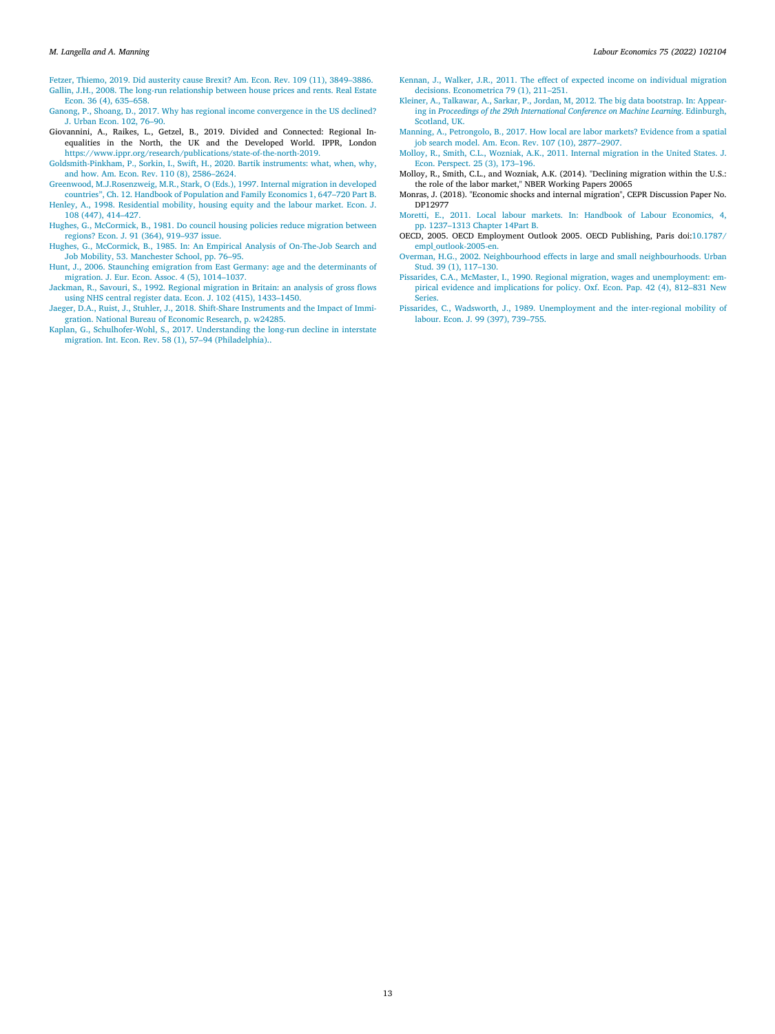Fetzer, Thiemo, 2019. Did austerity cause Brexit? Am. Econ. Rev. 109 (11), 3849–3886.

Gallin, J.H., 2008. The long-run relationship between house prices and rents. Real Estate Econ. 36 (4), 635–658.

Ganong, P., Shoang, D., 2017. Why has regional income convergence in the US declined? J. Urban Econ. 102, 76–90.

Giovannini, A., Raikes, L., Getzel, B., 2019. Divided and Connected: Regional Inequalities in the North, the UK and the Developed World. IPPR, London https://www.ippr.org/research/publications/state-of-the-north-2019.

Goldsmith-Pinkham, P., Sorkin, I., Swift, H., 2020. Bartik instruments: what, when, why, and how. Am. Econ. Rev. 110 (8), 2586–2624.

Greenwood, M.J.Rosenzweig, M.R., Stark, O (Eds.), 1997. Internal migration in developed countries", Ch. 12. Handbook of Population and Family Economics 1, 647–720 Part B.

Henley, A., 1998. Residential mobility, housing equity and the labour market. Econ. J. 108 (447), 414–427.

Hughes, G., McCormick, B., 1981. Do council housing policies reduce migration between regions? Econ. J. 91 (364), 919–937 issue.

Hughes, G., McCormick, B., 1985. In: An Empirical Analysis of On-The-Job Search and Job Mobility, 53. Manchester School, pp. 76–95.

Hunt, J., 2006. Staunching emigration from East Germany: age and the determinants of migration. J. Eur. Econ. Assoc. 4 (5), 1014–1037.

Jackman, R., Savouri, S., 1992. Regional migration in Britain: an analysis of gross flows using NHS central register data. Econ. J. 102 (415), 1433–1450.

Jaeger, D.A., Ruist, J., Stuhler, J., 2018. Shift-Share Instruments and the Impact of Immigration. National Bureau of Economic Research, p. w24285.

Kaplan, G., Schulhofer-Wohl, S., 2017. Understanding the long-run decline in interstate migration. Int. Econ. Rev. 58 (1), 57–94 (Philadelphia)..

Kennan, J., Walker, J.R., 2011. The effect of expected income on individual migration decisions. Econometrica 79 (1), 211–251.

Kleiner, A., Talkawar, A., Sarkar, P., Jordan, M, 2012. The big data bootstrap. In: Appearing in *Proceedings of the 29th International Conference on Machine Learning*. Edinburgh, Scotland, UK.

Manning, A., Petrongolo, B., 2017. How local are labor markets? Evidence from a spatial job search model. Am. Econ. Rev. 107 (10), 2877–2907.

Molloy, R., Smith, C.L., Wozniak, A.K., 2011. Internal migration in the United States. J. Econ. Perspect. 25 (3), 173–196.

Molloy, R., Smith, C.L., and Wozniak, A.K. (2014). "Declining migration within the U.S.: the role of the labor market," NBER Working Papers 20065

Monras, J. (2018). "Economic shocks and internal migration", CEPR Discussion Paper No. DP12977

Moretti, E., 2011. Local labour markets. In: Handbook of Labour Economics, 4, pp. 1237–1313 Chapter 14Part B.

OECD, 2005. OECD Employment Outlook 2005. OECD Publishing, Paris doi:10.1787/empl_outlook-2005-en.

Overman, H.G., 2002. Neighbourhood effects in large and small neighbourhoods. Urban Stud. 39 (1), 117–130.

Pissarides, C.A., McMaster, I., 1990. Regional migration, wages and unemployment: empirical evidence and implications for policy. Oxf. Econ. Pap. 42 (4), 812–831 New Series.

Pissarides, C., Wadsworth, J., 1989. Unemployment and the inter-regional mobility of labour. Econ. J. 99 (397), 739–755.